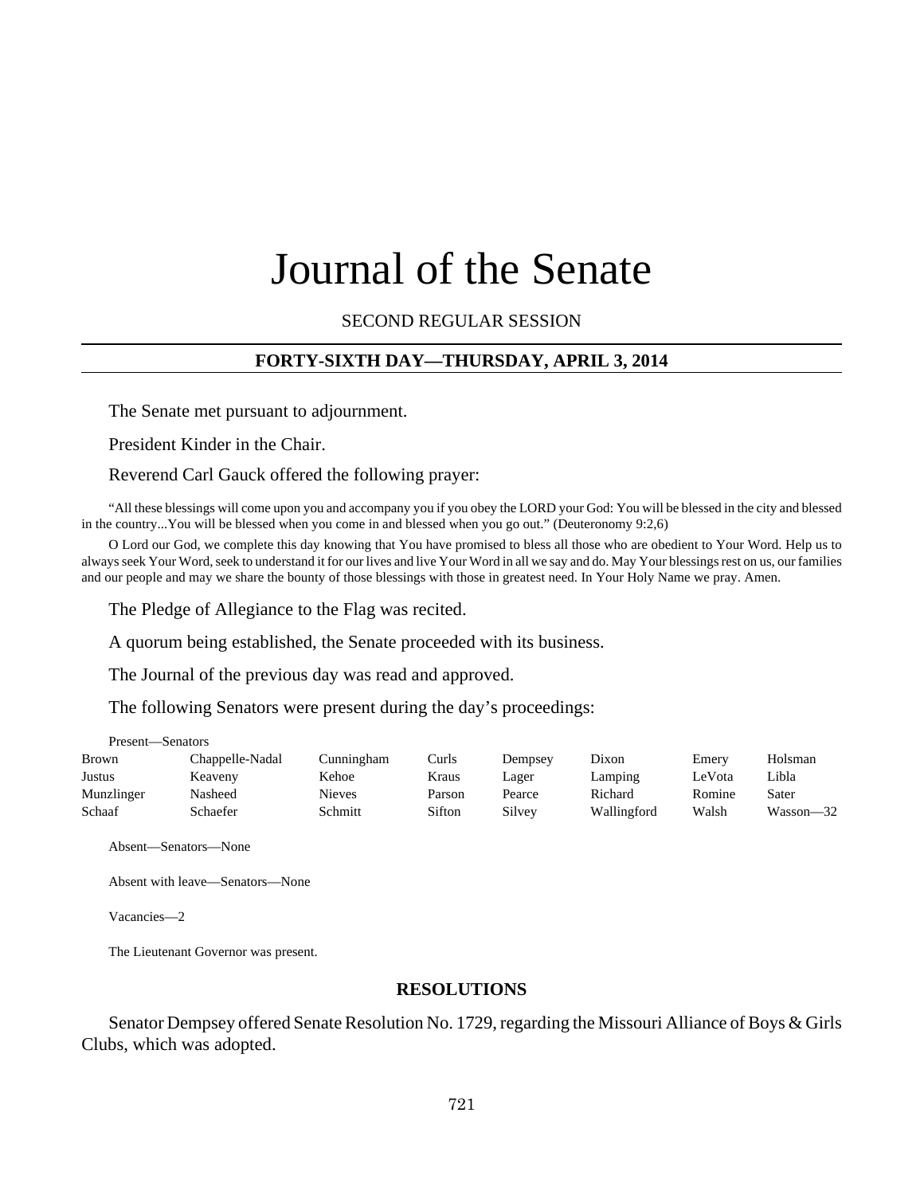# Journal of the Senate

SECOND REGULAR SESSION

## FORTY-SIXTH DAY—THURSDAY, APRIL 3, 2014

The Senate met pursuant to adjournment.

President Kinder in the Chair.

Reverend Carl Gauck offered the following prayer:

"All these blessings will come upon you and accompany you if you obey the LORD your God: You will be blessed in the city and blessed in the country...You will be blessed when you come in and blessed when you go out." (Deuteronomy 9:2,6)

O Lord our God, we complete this day knowing that You have promised to bless all those who are obedient to Your Word. Help us to always seek Your Word, seek to understand it for our lives and live Your Word in all we say and do. May Your blessings rest on us, our families and our people and may we share the bounty of those blessings with those in greatest need. In Your Holy Name we pray. Amen.

The Pledge of Allegiance to the Flag was recited.

A quorum being established, the Senate proceeded with its business.

The Journal of the previous day was read and approved.

The following Senators were present during the day's proceedings:

Present—Senators

| | | | | | | | |
|---|---|---|---|---|---|---|---|
| Brown | Chappelle-Nadal | Cunningham | Curls | Dempsey | Dixon | Emery | Holsman |
| Justus | Keaveny | Kehoe | Kraus | Lager | Lamping | LeVota | Libla |
| Munzlinger | Nasheed | Nieves | Parson | Pearce | Richard | Romine | Sater |
| Schaaf | Schaefer | Schmitt | Sifton | Silvey | Wallingford | Walsh | Wasson—32 |

Absent—Senators—None

Absent with leave—Senators—None

Vacancies—2

The Lieutenant Governor was present.

## RESOLUTIONS

Senator Dempsey offered Senate Resolution No. 1729, regarding the Missouri Alliance of Boys & Girls Clubs, which was adopted.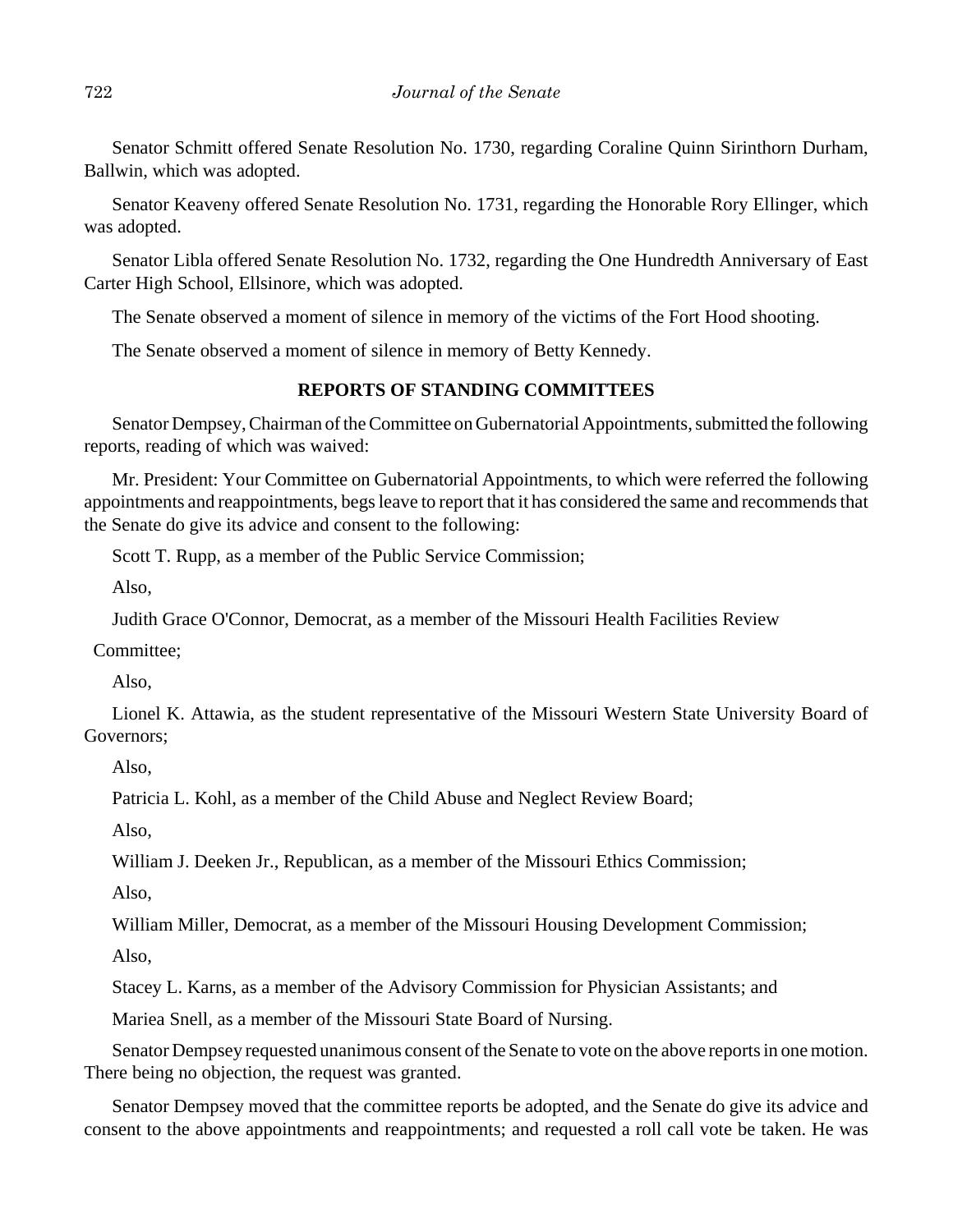Senator Schmitt offered Senate Resolution No. 1730, regarding Coraline Quinn Sirinthorn Durham, Ballwin, which was adopted.

Senator Keaveny offered Senate Resolution No. 1731, regarding the Honorable Rory Ellinger, which was adopted.

Senator Libla offered Senate Resolution No. 1732, regarding the One Hundredth Anniversary of East Carter High School, Ellsinore, which was adopted.

The Senate observed a moment of silence in memory of the victims of the Fort Hood shooting.

The Senate observed a moment of silence in memory of Betty Kennedy.

## REPORTS OF STANDING COMMITTEES

Senator Dempsey, Chairman of the Committee on Gubernatorial Appointments, submitted the following reports, reading of which was waived:

Mr. President: Your Committee on Gubernatorial Appointments, to which were referred the following appointments and reappointments, begs leave to report that it has considered the same and recommends that the Senate do give its advice and consent to the following:

Scott T. Rupp, as a member of the Public Service Commission;

Also,

Judith Grace O'Connor, Democrat, as a member of the Missouri Health Facilities Review Committee;

Also,

Lionel K. Attawia, as the student representative of the Missouri Western State University Board of Governors;

Also,

Patricia L. Kohl, as a member of the Child Abuse and Neglect Review Board;

Also,

William J. Deeken Jr., Republican, as a member of the Missouri Ethics Commission;

Also,

William Miller, Democrat, as a member of the Missouri Housing Development Commission;

Also,

Stacey L. Karns, as a member of the Advisory Commission for Physician Assistants; and

Mariea Snell, as a member of the Missouri State Board of Nursing.

Senator Dempsey requested unanimous consent of the Senate to vote on the above reports in one motion. There being no objection, the request was granted.

Senator Dempsey moved that the committee reports be adopted, and the Senate do give its advice and consent to the above appointments and reappointments; and requested a roll call vote be taken. He was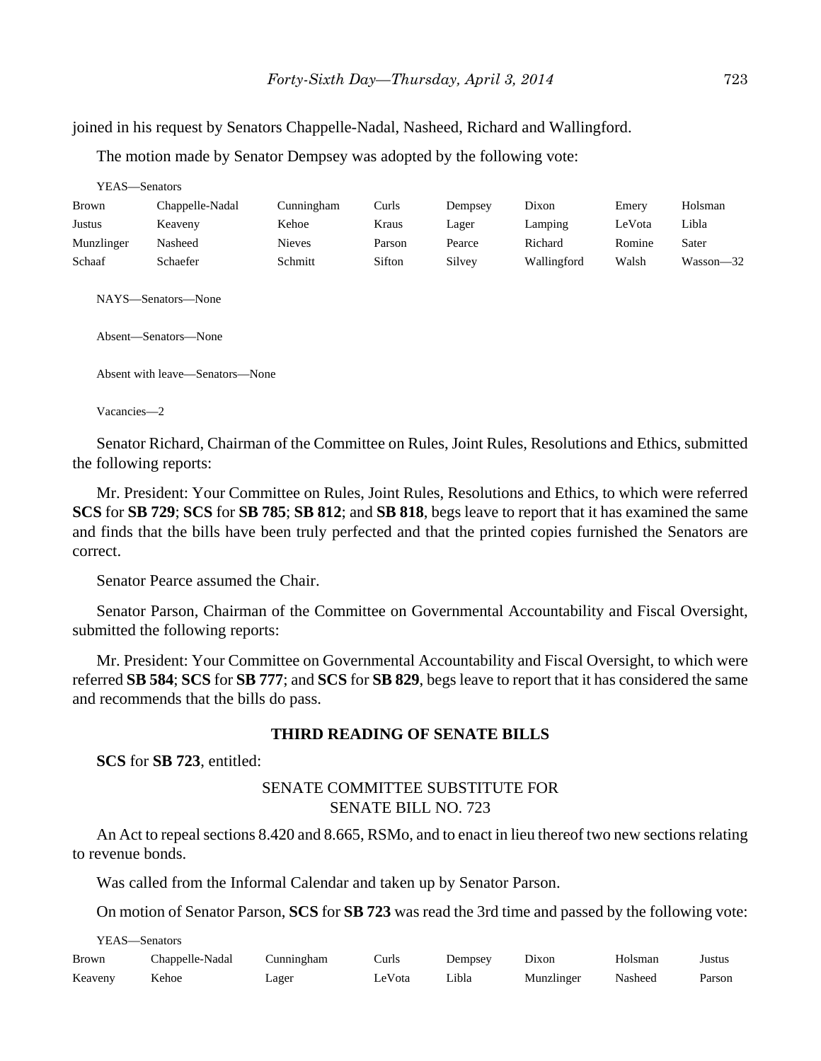joined in his request by Senators Chappelle-Nadal, Nasheed, Richard and Wallingford.

The motion made by Senator Dempsey was adopted by the following vote:

YEAS—Senators

| | | | | | | | |
|---|---|---|---|---|---|---|---|
| Brown | Chappelle-Nadal | Cunningham | Curls | Dempsey | Dixon | Emery | Holsman |
| Justus | Keaveny | Kehoe | Kraus | Lager | Lamping | LeVota | Libla |
| Munzlinger | Nasheed | Nieves | Parson | Pearce | Richard | Romine | Sater |
| Schaaf | Schaefer | Schmitt | Sifton | Silvey | Wallingford | Walsh | Wasson—32 |

NAYS—Senators—None

Absent—Senators—None

Absent with leave—Senators—None

Vacancies—2

Senator Richard, Chairman of the Committee on Rules, Joint Rules, Resolutions and Ethics, submitted the following reports:

Mr. President: Your Committee on Rules, Joint Rules, Resolutions and Ethics, to which were referred **SCS** for **SB 729**; **SCS** for **SB 785**; **SB 812**; and **SB 818**, begs leave to report that it has examined the same and finds that the bills have been truly perfected and that the printed copies furnished the Senators are correct.

Senator Pearce assumed the Chair.

Senator Parson, Chairman of the Committee on Governmental Accountability and Fiscal Oversight, submitted the following reports:

Mr. President: Your Committee on Governmental Accountability and Fiscal Oversight, to which were referred **SB 584**; **SCS** for **SB 777**; and **SCS** for **SB 829**, begs leave to report that it has considered the same and recommends that the bills do pass.

## THIRD READING OF SENATE BILLS

**SCS** for **SB 723**, entitled:

SENATE COMMITTEE SUBSTITUTE FOR
SENATE BILL NO. 723

An Act to repeal sections 8.420 and 8.665, RSMo, and to enact in lieu thereof two new sections relating to revenue bonds.

Was called from the Informal Calendar and taken up by Senator Parson.

On motion of Senator Parson, **SCS** for **SB 723** was read the 3rd time and passed by the following vote:

YEAS—Senators

| | | | | | | | |
|---|---|---|---|---|---|---|---|
| Brown | Chappelle-Nadal | Cunningham | Curls | Dempsey | Dixon | Holsman | Justus |
| Keaveny | Kehoe | Lager | LeVota | Libla | Munzlinger | Nasheed | Parson |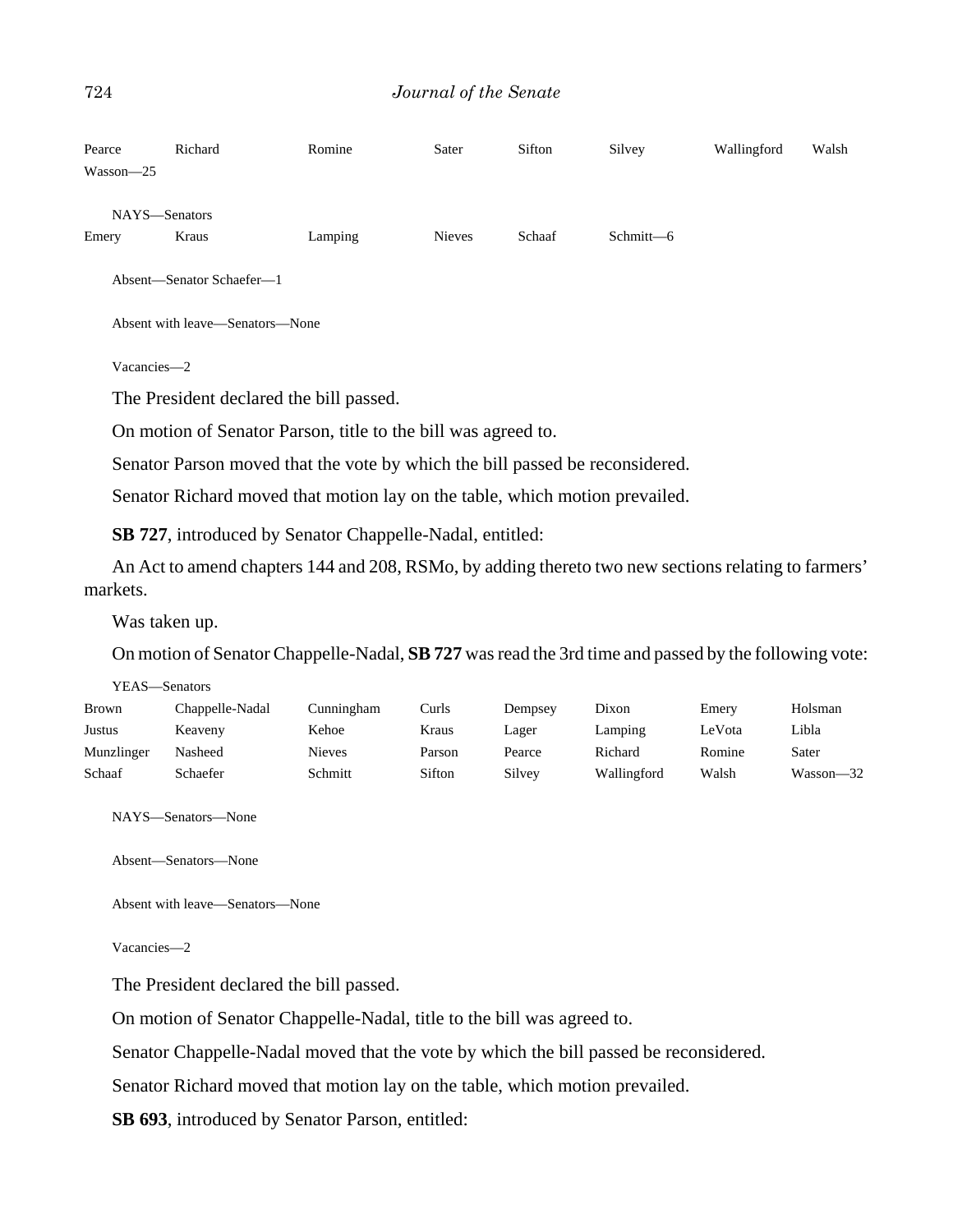| Pearce | Richard | Romine | Sater | Sifton | Silvey | Wallingford | Walsh |
|---|---|---|---|---|---|---|---|
| Wasson—25 | | | | | | | |

NAYS—Senators

| Emery | Kraus | Lamping | Nieves | Schaaf | Schmitt—6 |
|---|---|---|---|---|---|

Absent—Senator Schaefer—1

Absent with leave—Senators—None

Vacancies—2

The President declared the bill passed.

On motion of Senator Parson, title to the bill was agreed to.

Senator Parson moved that the vote by which the bill passed be reconsidered.

Senator Richard moved that motion lay on the table, which motion prevailed.

**SB 727**, introduced by Senator Chappelle-Nadal, entitled:

An Act to amend chapters 144 and 208, RSMo, by adding thereto two new sections relating to farmers' markets.

Was taken up.

On motion of Senator Chappelle-Nadal, **SB 727** was read the 3rd time and passed by the following vote:

YEAS—Senators

| Brown | Chappelle-Nadal | Cunningham | Curls | Dempsey | Dixon | Emery | Holsman |
|---|---|---|---|---|---|---|---|
| Justus | Keaveny | Kehoe | Kraus | Lager | Lamping | LeVota | Libla |
| Munzlinger | Nasheed | Nieves | Parson | Pearce | Richard | Romine | Sater |
| Schaaf | Schaefer | Schmitt | Sifton | Silvey | Wallingford | Walsh | Wasson—32 |

NAYS—Senators—None

Absent—Senators—None

Absent with leave—Senators—None

Vacancies—2

The President declared the bill passed.

On motion of Senator Chappelle-Nadal, title to the bill was agreed to.

Senator Chappelle-Nadal moved that the vote by which the bill passed be reconsidered.

Senator Richard moved that motion lay on the table, which motion prevailed.

**SB 693**, introduced by Senator Parson, entitled: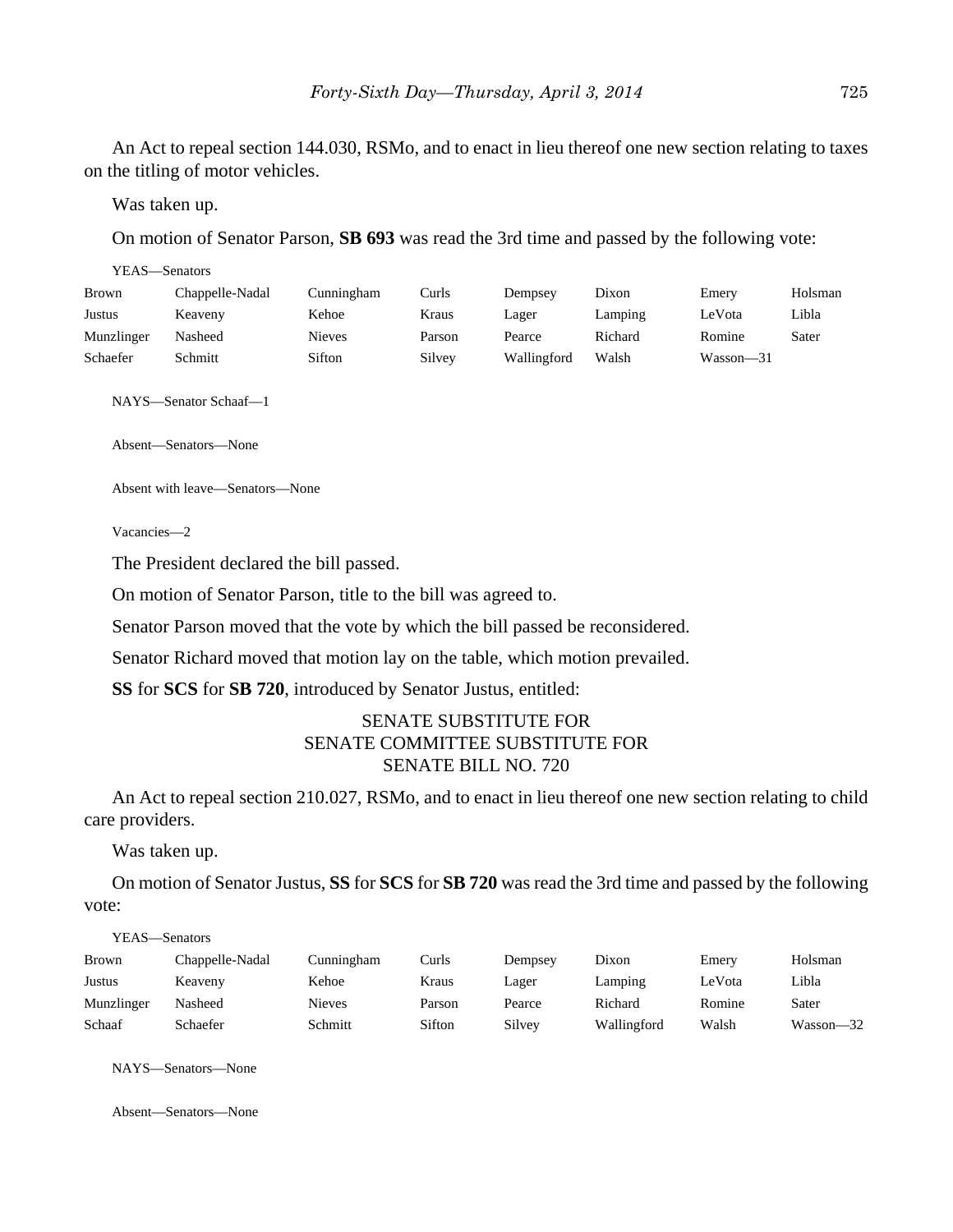An Act to repeal section 144.030, RSMo, and to enact in lieu thereof one new section relating to taxes on the titling of motor vehicles.

Was taken up.

On motion of Senator Parson, **SB 693** was read the 3rd time and passed by the following vote:

YEAS—Senators

| | | | | | | | |
|---|---|---|---|---|---|---|---|
| Brown | Chappelle-Nadal | Cunningham | Curls | Dempsey | Dixon | Emery | Holsman |
| Justus | Keaveny | Kehoe | Kraus | Lager | Lamping | LeVota | Libla |
| Munzlinger | Nasheed | Nieves | Parson | Pearce | Richard | Romine | Sater |
| Schaefer | Schmitt | Sifton | Silvey | Wallingford | Walsh | Wasson—31 | |

NAYS—Senator Schaaf—1

Absent—Senators—None

Absent with leave—Senators—None

Vacancies—2

The President declared the bill passed.

On motion of Senator Parson, title to the bill was agreed to.

Senator Parson moved that the vote by which the bill passed be reconsidered.

Senator Richard moved that motion lay on the table, which motion prevailed.

**SS** for **SCS** for **SB 720**, introduced by Senator Justus, entitled:

SENATE SUBSTITUTE FOR
SENATE COMMITTEE SUBSTITUTE FOR
SENATE BILL NO. 720

An Act to repeal section 210.027, RSMo, and to enact in lieu thereof one new section relating to child care providers.

Was taken up.

On motion of Senator Justus, **SS** for **SCS** for **SB 720** was read the 3rd time and passed by the following vote:

YEAS—Senators

| | | | | | | | |
|---|---|---|---|---|---|---|---|
| Brown | Chappelle-Nadal | Cunningham | Curls | Dempsey | Dixon | Emery | Holsman |
| Justus | Keaveny | Kehoe | Kraus | Lager | Lamping | LeVota | Libla |
| Munzlinger | Nasheed | Nieves | Parson | Pearce | Richard | Romine | Sater |
| Schaaf | Schaefer | Schmitt | Sifton | Silvey | Wallingford | Walsh | Wasson—32 |

NAYS—Senators—None

Absent—Senators—None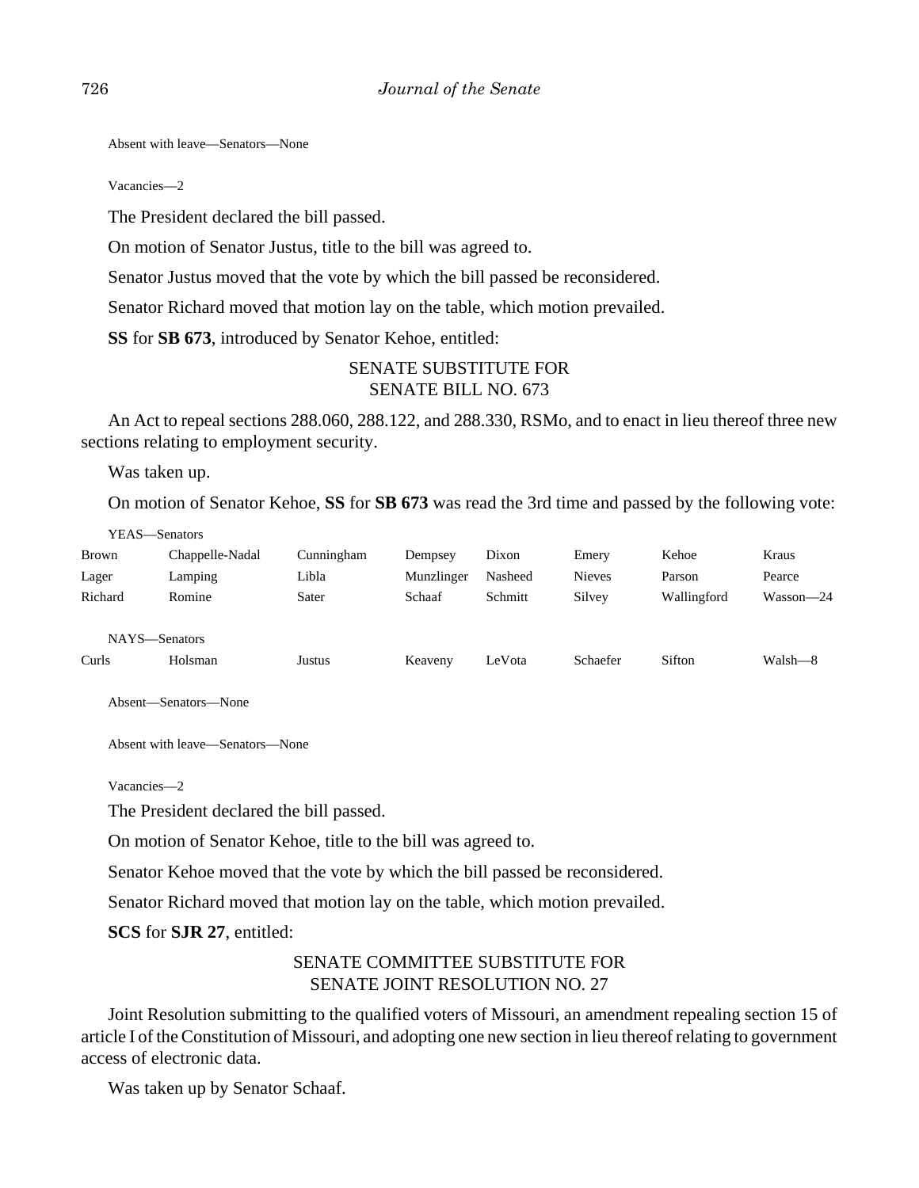Absent with leave—Senators—None

Vacancies—2

The President declared the bill passed.

On motion of Senator Justus, title to the bill was agreed to.

Senator Justus moved that the vote by which the bill passed be reconsidered.

Senator Richard moved that motion lay on the table, which motion prevailed.

**SS** for **SB 673**, introduced by Senator Kehoe, entitled:

SENATE SUBSTITUTE FOR
SENATE BILL NO. 673

An Act to repeal sections 288.060, 288.122, and 288.330, RSMo, and to enact in lieu thereof three new sections relating to employment security.

Was taken up.

On motion of Senator Kehoe, **SS** for **SB 673** was read the 3rd time and passed by the following vote:

YEAS—Senators

| | | | | | | | |
|---|---|---|---|---|---|---|---|
| Brown | Chappelle-Nadal | Cunningham | Dempsey | Dixon | Emery | Kehoe | Kraus |
| Lager | Lamping | Libla | Munzlinger | Nasheed | Nieves | Parson | Pearce |
| Richard | Romine | Sater | Schaaf | Schmitt | Silvey | Wallingford | Wasson—24 |

NAYS—Senators

| | | | | | | | |
|---|---|---|---|---|---|---|---|
| Curls | Holsman | Justus | Keaveny | LeVota | Schaefer | Sifton | Walsh—8 |

Absent—Senators—None

Absent with leave—Senators—None

Vacancies—2

The President declared the bill passed.

On motion of Senator Kehoe, title to the bill was agreed to.

Senator Kehoe moved that the vote by which the bill passed be reconsidered.

Senator Richard moved that motion lay on the table, which motion prevailed.

**SCS** for **SJR 27**, entitled:

SENATE COMMITTEE SUBSTITUTE FOR
SENATE JOINT RESOLUTION NO. 27

Joint Resolution submitting to the qualified voters of Missouri, an amendment repealing section 15 of article I of the Constitution of Missouri, and adopting one new section in lieu thereof relating to government access of electronic data.

Was taken up by Senator Schaaf.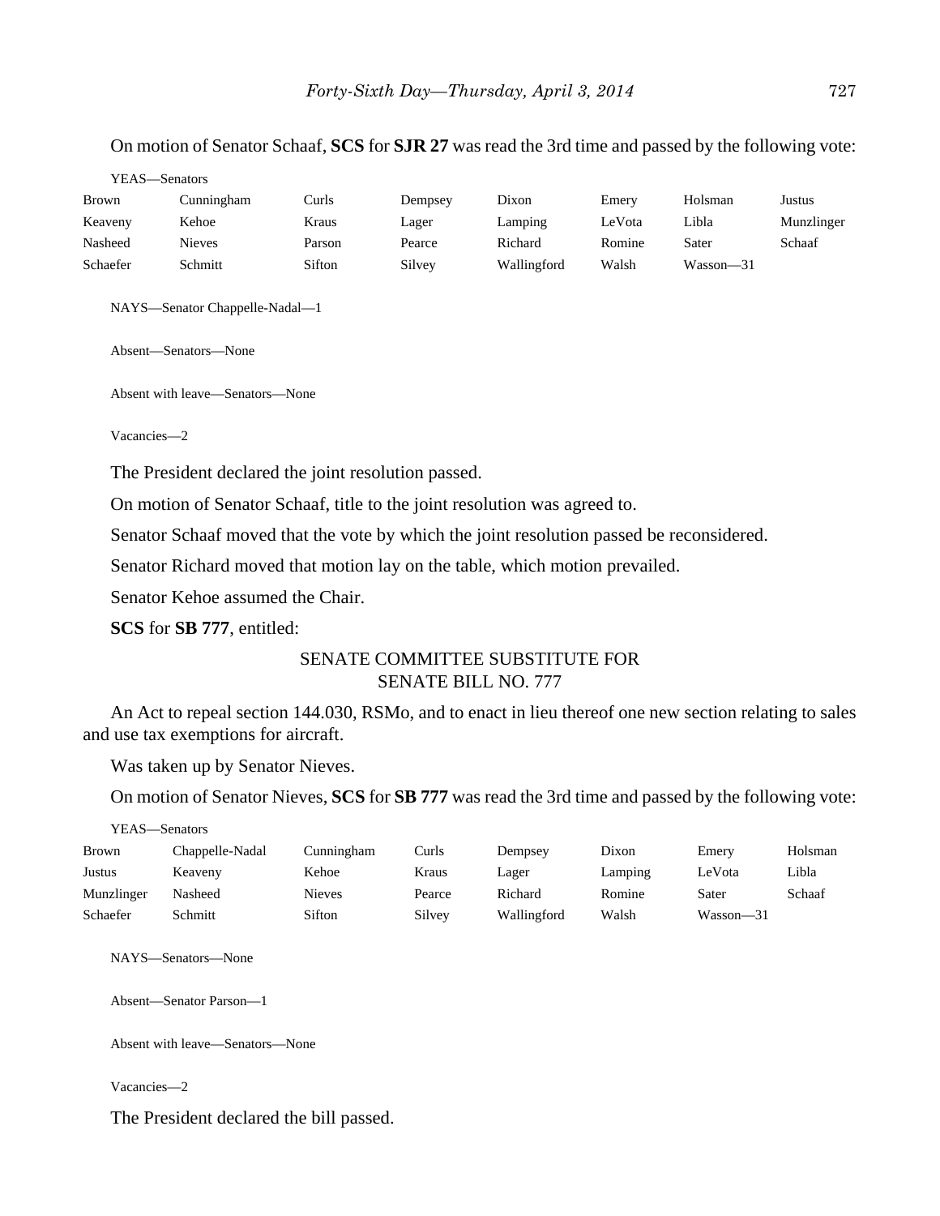On motion of Senator Schaaf, **SCS** for **SJR 27** was read the 3rd time and passed by the following vote:

YEAS—Senators

| | | | | | | | |
|---|---|---|---|---|---|---|---|
| Brown | Cunningham | Curls | Dempsey | Dixon | Emery | Holsman | Justus |
| Keaveny | Kehoe | Kraus | Lager | Lamping | LeVota | Libla | Munzlinger |
| Nasheed | Nieves | Parson | Pearce | Richard | Romine | Sater | Schaaf |
| Schaefer | Schmitt | Sifton | Silvey | Wallingford | Walsh | Wasson—31 | |

NAYS—Senator Chappelle-Nadal—1

Absent—Senators—None

Absent with leave—Senators—None

Vacancies—2

The President declared the joint resolution passed.

On motion of Senator Schaaf, title to the joint resolution was agreed to.

Senator Schaaf moved that the vote by which the joint resolution passed be reconsidered.

Senator Richard moved that motion lay on the table, which motion prevailed.

Senator Kehoe assumed the Chair.

**SCS** for **SB 777**, entitled:

SENATE COMMITTEE SUBSTITUTE FOR
SENATE BILL NO. 777

An Act to repeal section 144.030, RSMo, and to enact in lieu thereof one new section relating to sales and use tax exemptions for aircraft.

Was taken up by Senator Nieves.

On motion of Senator Nieves, **SCS** for **SB 777** was read the 3rd time and passed by the following vote:

YEAS—Senators

| | | | | | | | |
|---|---|---|---|---|---|---|---|
| Brown | Chappelle-Nadal | Cunningham | Curls | Dempsey | Dixon | Emery | Holsman |
| Justus | Keaveny | Kehoe | Kraus | Lager | Lamping | LeVota | Libla |
| Munzlinger | Nasheed | Nieves | Pearce | Richard | Romine | Sater | Schaaf |
| Schaefer | Schmitt | Sifton | Silvey | Wallingford | Walsh | Wasson—31 | |

NAYS—Senators—None

Absent—Senator Parson—1

Absent with leave—Senators—None

Vacancies—2

The President declared the bill passed.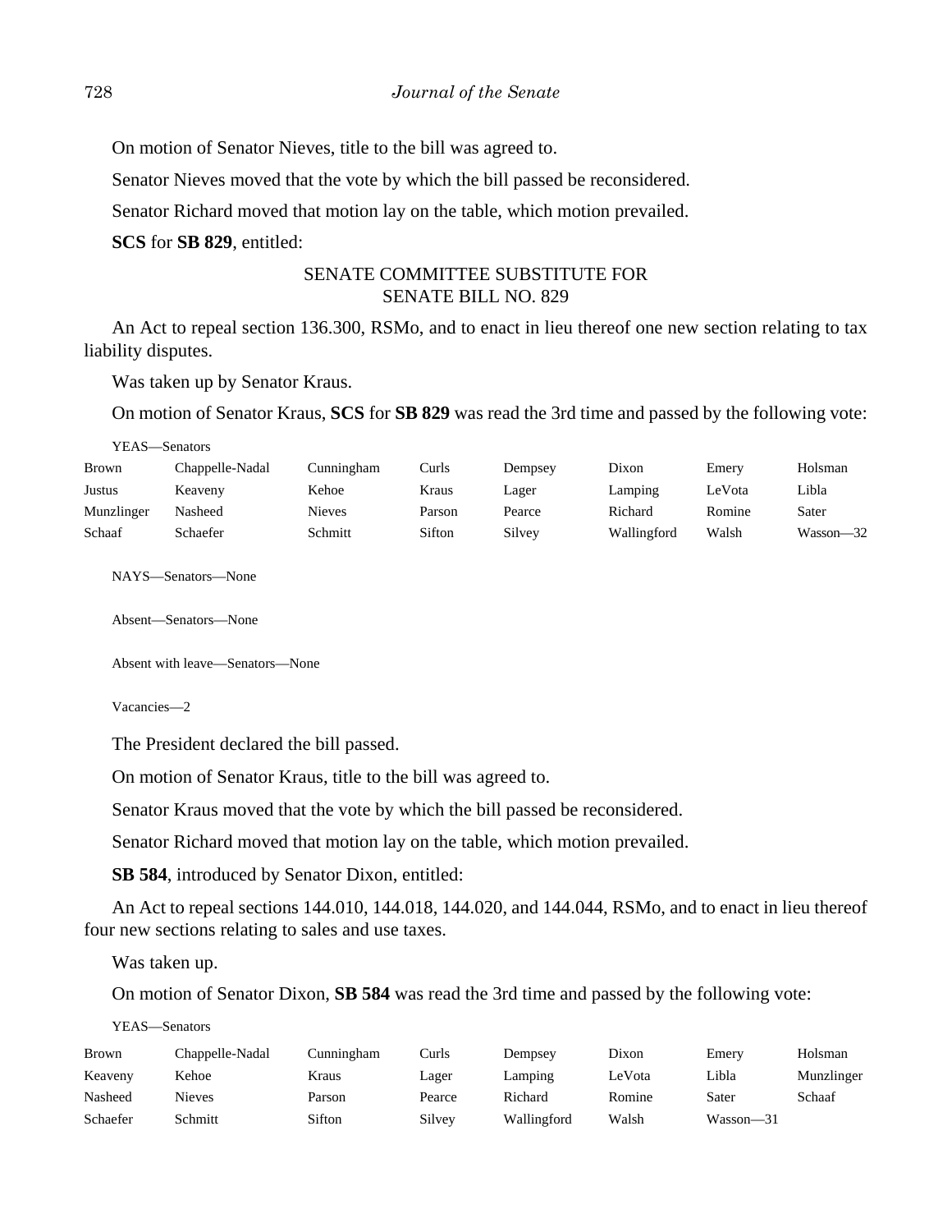On motion of Senator Nieves, title to the bill was agreed to.

Senator Nieves moved that the vote by which the bill passed be reconsidered.

Senator Richard moved that motion lay on the table, which motion prevailed.

**SCS** for **SB 829**, entitled:

SENATE COMMITTEE SUBSTITUTE FOR
SENATE BILL NO. 829

An Act to repeal section 136.300, RSMo, and to enact in lieu thereof one new section relating to tax liability disputes.

Was taken up by Senator Kraus.

On motion of Senator Kraus, **SCS** for **SB 829** was read the 3rd time and passed by the following vote:

YEAS—Senators

| | | | | | | | |
|---|---|---|---|---|---|---|---|
| Brown | Chappelle-Nadal | Cunningham | Curls | Dempsey | Dixon | Emery | Holsman |
| Justus | Keaveny | Kehoe | Kraus | Lager | Lamping | LeVota | Libla |
| Munzlinger | Nasheed | Nieves | Parson | Pearce | Richard | Romine | Sater |
| Schaaf | Schaefer | Schmitt | Sifton | Silvey | Wallingford | Walsh | Wasson—32 |

NAYS—Senators—None

Absent—Senators—None

Absent with leave—Senators—None

Vacancies—2

The President declared the bill passed.

On motion of Senator Kraus, title to the bill was agreed to.

Senator Kraus moved that the vote by which the bill passed be reconsidered.

Senator Richard moved that motion lay on the table, which motion prevailed.

**SB 584**, introduced by Senator Dixon, entitled:

An Act to repeal sections 144.010, 144.018, 144.020, and 144.044, RSMo, and to enact in lieu thereof four new sections relating to sales and use taxes.

Was taken up.

On motion of Senator Dixon, **SB 584** was read the 3rd time and passed by the following vote:

YEAS—Senators

| | | | | | | | |
|---|---|---|---|---|---|---|---|
| Brown | Chappelle-Nadal | Cunningham | Curls | Dempsey | Dixon | Emery | Holsman |
| Keaveny | Kehoe | Kraus | Lager | Lamping | LeVota | Libla | Munzlinger |
| Nasheed | Nieves | Parson | Pearce | Richard | Romine | Sater | Schaaf |
| Schaefer | Schmitt | Sifton | Silvey | Wallingford | Walsh | Wasson—31 | |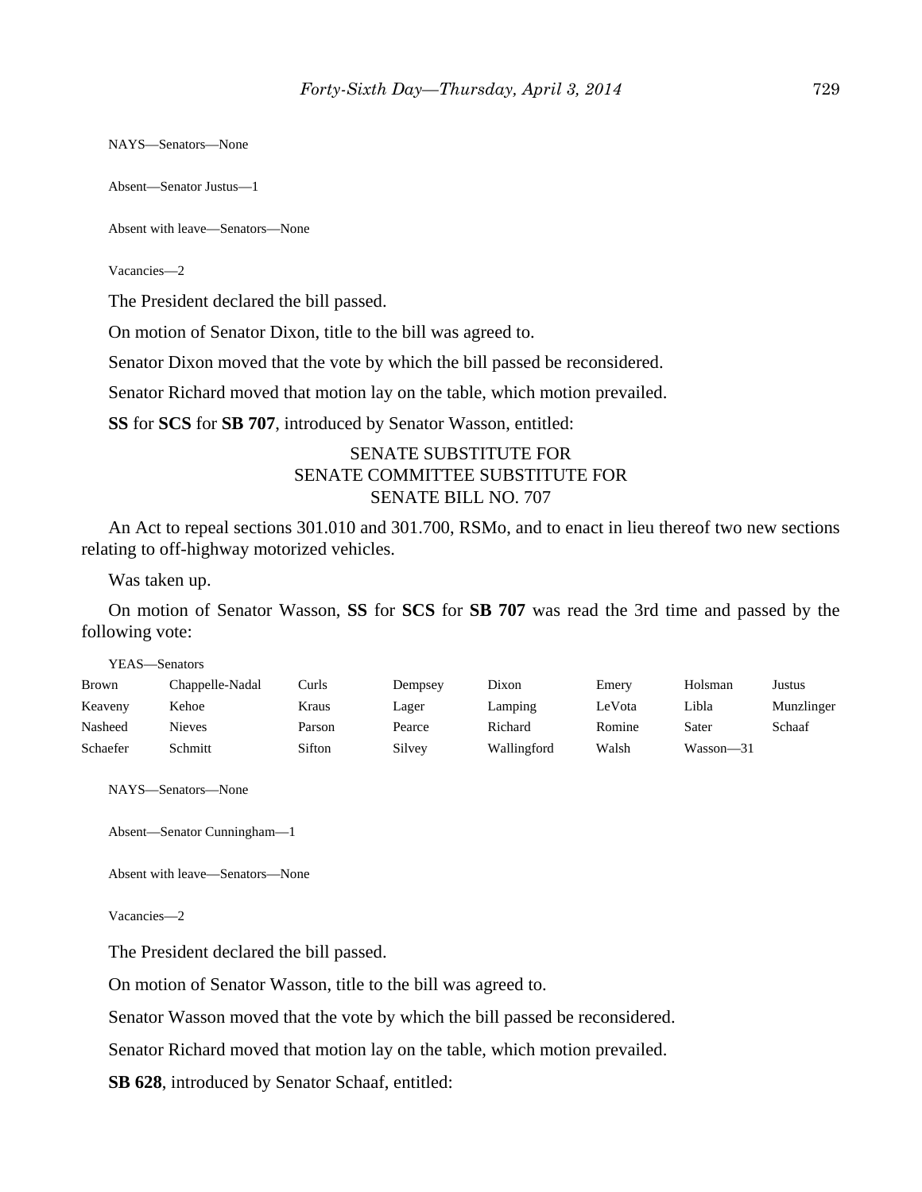NAYS—Senators—None

Absent—Senator Justus—1

Absent with leave—Senators—None

Vacancies—2

The President declared the bill passed.

On motion of Senator Dixon, title to the bill was agreed to.

Senator Dixon moved that the vote by which the bill passed be reconsidered.

Senator Richard moved that motion lay on the table, which motion prevailed.

**SS** for **SCS** for **SB 707**, introduced by Senator Wasson, entitled:

SENATE SUBSTITUTE FOR
SENATE COMMITTEE SUBSTITUTE FOR
SENATE BILL NO. 707

An Act to repeal sections 301.010 and 301.700, RSMo, and to enact in lieu thereof two new sections relating to off-highway motorized vehicles.

Was taken up.

On motion of Senator Wasson, **SS** for **SCS** for **SB 707** was read the 3rd time and passed by the following vote:

YEAS—Senators

| | | | | | | | |
|---|---|---|---|---|---|---|---|
| Brown | Chappelle-Nadal | Curls | Dempsey | Dixon | Emery | Holsman | Justus |
| Keaveny | Kehoe | Kraus | Lager | Lamping | LeVota | Libla | Munzlinger |
| Nasheed | Nieves | Parson | Pearce | Richard | Romine | Sater | Schaaf |
| Schaefer | Schmitt | Sifton | Silvey | Wallingford | Walsh | Wasson—31 | |

NAYS—Senators—None

Absent—Senator Cunningham—1

Absent with leave—Senators—None

Vacancies—2

The President declared the bill passed.

On motion of Senator Wasson, title to the bill was agreed to.

Senator Wasson moved that the vote by which the bill passed be reconsidered.

Senator Richard moved that motion lay on the table, which motion prevailed.

**SB 628**, introduced by Senator Schaaf, entitled: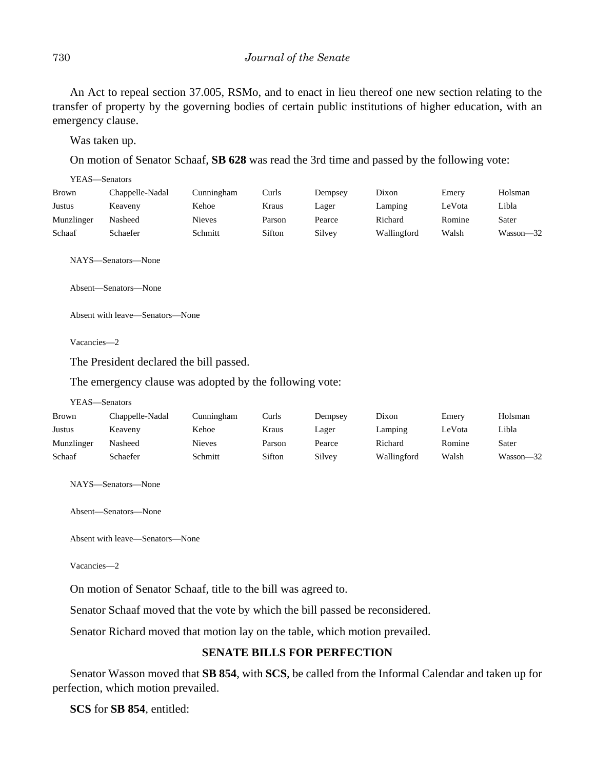An Act to repeal section 37.005, RSMo, and to enact in lieu thereof one new section relating to the transfer of property by the governing bodies of certain public institutions of higher education, with an emergency clause.

Was taken up.

On motion of Senator Schaaf, **SB 628** was read the 3rd time and passed by the following vote:

YEAS—Senators

| | | | | | | | |
|---|---|---|---|---|---|---|---|
| Brown | Chappelle-Nadal | Cunningham | Curls | Dempsey | Dixon | Emery | Holsman |
| Justus | Keaveny | Kehoe | Kraus | Lager | Lamping | LeVota | Libla |
| Munzlinger | Nasheed | Nieves | Parson | Pearce | Richard | Romine | Sater |
| Schaaf | Schaefer | Schmitt | Sifton | Silvey | Wallingford | Walsh | Wasson—32 |

NAYS—Senators—None

Absent—Senators—None

Absent with leave—Senators—None

Vacancies—2

The President declared the bill passed.

The emergency clause was adopted by the following vote:

YEAS—Senators

| | | | | | | | |
|---|---|---|---|---|---|---|---|
| Brown | Chappelle-Nadal | Cunningham | Curls | Dempsey | Dixon | Emery | Holsman |
| Justus | Keaveny | Kehoe | Kraus | Lager | Lamping | LeVota | Libla |
| Munzlinger | Nasheed | Nieves | Parson | Pearce | Richard | Romine | Sater |
| Schaaf | Schaefer | Schmitt | Sifton | Silvey | Wallingford | Walsh | Wasson—32 |

NAYS—Senators—None

Absent—Senators—None

Absent with leave—Senators—None

Vacancies—2

On motion of Senator Schaaf, title to the bill was agreed to.

Senator Schaaf moved that the vote by which the bill passed be reconsidered.

Senator Richard moved that motion lay on the table, which motion prevailed.

## SENATE BILLS FOR PERFECTION

Senator Wasson moved that **SB 854**, with **SCS**, be called from the Informal Calendar and taken up for perfection, which motion prevailed.

**SCS** for **SB 854**, entitled: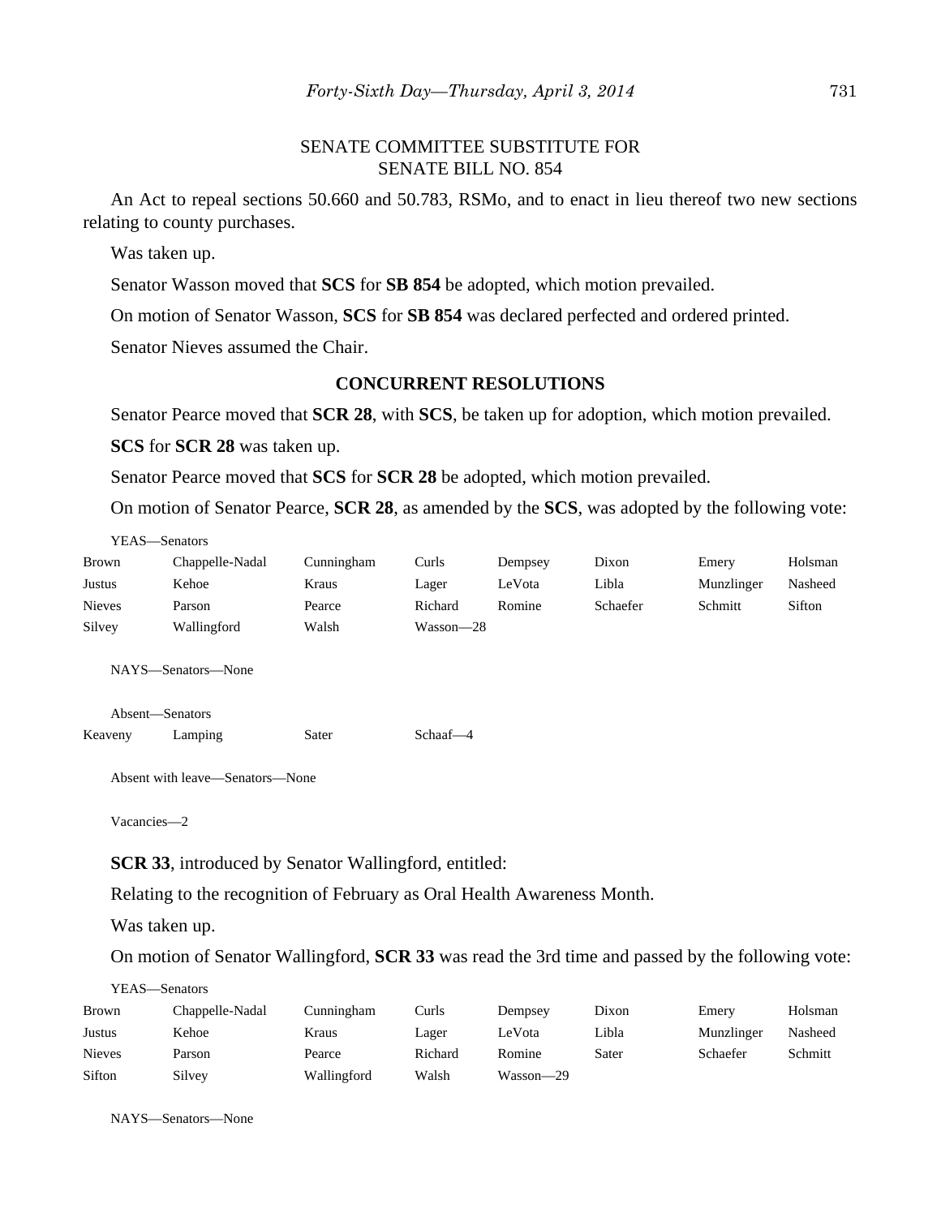SENATE COMMITTEE SUBSTITUTE FOR
SENATE BILL NO. 854

An Act to repeal sections 50.660 and 50.783, RSMo, and to enact in lieu thereof two new sections relating to county purchases.

Was taken up.

Senator Wasson moved that **SCS** for **SB 854** be adopted, which motion prevailed.

On motion of Senator Wasson, **SCS** for **SB 854** was declared perfected and ordered printed.

Senator Nieves assumed the Chair.

## CONCURRENT RESOLUTIONS

Senator Pearce moved that **SCR 28**, with **SCS**, be taken up for adoption, which motion prevailed.

**SCS** for **SCR 28** was taken up.

Senator Pearce moved that **SCS** for **SCR 28** be adopted, which motion prevailed.

On motion of Senator Pearce, **SCR 28**, as amended by the **SCS**, was adopted by the following vote:

YEAS—Senators

| | | | | | | | |
|---|---|---|---|---|---|---|---|
| Brown | Chappelle-Nadal | Cunningham | Curls | Dempsey | Dixon | Emery | Holsman |
| Justus | Kehoe | Kraus | Lager | LeVota | Libla | Munzlinger | Nasheed |
| Nieves | Parson | Pearce | Richard | Romine | Schaefer | Schmitt | Sifton |
| Silvey | Wallingford | Walsh | Wasson—28 | | | | |

NAYS—Senators—None

Absent—Senators

| | | | |
|---|---|---|---|
| Keaveny | Lamping | Sater | Schaaf—4 |

Absent with leave—Senators—None

Vacancies—2

**SCR 33**, introduced by Senator Wallingford, entitled:

Relating to the recognition of February as Oral Health Awareness Month.

Was taken up.

On motion of Senator Wallingford, **SCR 33** was read the 3rd time and passed by the following vote:

YEAS—Senators

| | | | | | | | |
|---|---|---|---|---|---|---|---|
| Brown | Chappelle-Nadal | Cunningham | Curls | Dempsey | Dixon | Emery | Holsman |
| Justus | Kehoe | Kraus | Lager | LeVota | Libla | Munzlinger | Nasheed |
| Nieves | Parson | Pearce | Richard | Romine | Sater | Schaefer | Schmitt |
| Sifton | Silvey | Wallingford | Walsh | Wasson—29 | | | |

NAYS—Senators—None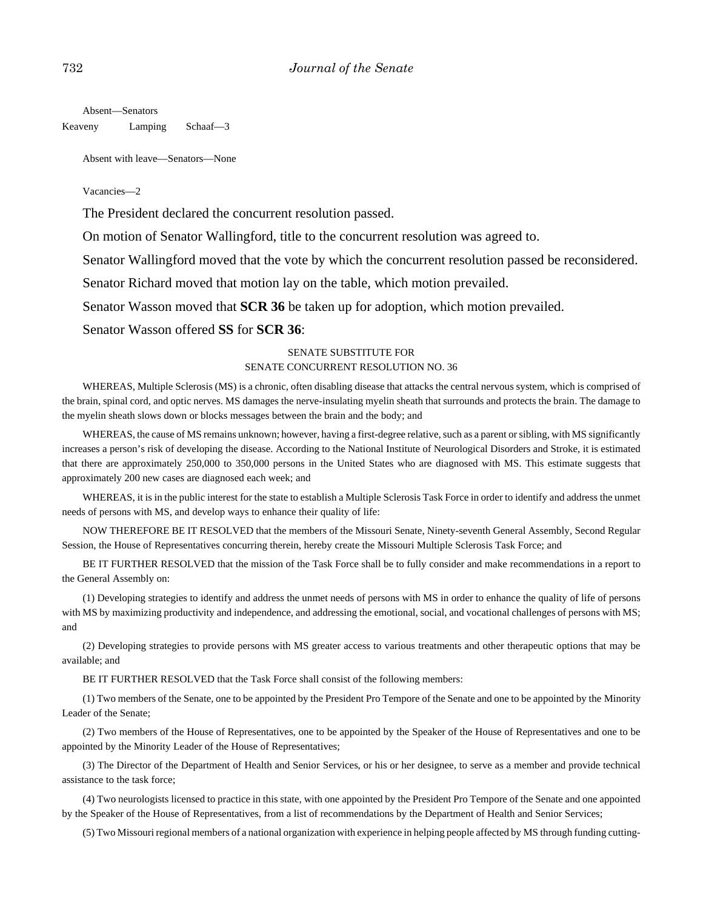Absent—Senators

Keaveny Lamping Schaaf—3

Absent with leave—Senators—None

Vacancies—2

The President declared the concurrent resolution passed.

On motion of Senator Wallingford, title to the concurrent resolution was agreed to.

Senator Wallingford moved that the vote by which the concurrent resolution passed be reconsidered.

Senator Richard moved that motion lay on the table, which motion prevailed.

Senator Wasson moved that **SCR 36** be taken up for adoption, which motion prevailed.

Senator Wasson offered **SS** for **SCR 36**:

SENATE SUBSTITUTE FOR
SENATE CONCURRENT RESOLUTION NO. 36

WHEREAS, Multiple Sclerosis (MS) is a chronic, often disabling disease that attacks the central nervous system, which is comprised of the brain, spinal cord, and optic nerves. MS damages the nerve-insulating myelin sheath that surrounds and protects the brain. The damage to the myelin sheath slows down or blocks messages between the brain and the body; and

WHEREAS, the cause of MS remains unknown; however, having a first-degree relative, such as a parent or sibling, with MS significantly increases a person's risk of developing the disease. According to the National Institute of Neurological Disorders and Stroke, it is estimated that there are approximately 250,000 to 350,000 persons in the United States who are diagnosed with MS. This estimate suggests that approximately 200 new cases are diagnosed each week; and

WHEREAS, it is in the public interest for the state to establish a Multiple Sclerosis Task Force in order to identify and address the unmet needs of persons with MS, and develop ways to enhance their quality of life:

NOW THEREFORE BE IT RESOLVED that the members of the Missouri Senate, Ninety-seventh General Assembly, Second Regular Session, the House of Representatives concurring therein, hereby create the Missouri Multiple Sclerosis Task Force; and

BE IT FURTHER RESOLVED that the mission of the Task Force shall be to fully consider and make recommendations in a report to the General Assembly on:

(1) Developing strategies to identify and address the unmet needs of persons with MS in order to enhance the quality of life of persons with MS by maximizing productivity and independence, and addressing the emotional, social, and vocational challenges of persons with MS; and

(2) Developing strategies to provide persons with MS greater access to various treatments and other therapeutic options that may be available; and

BE IT FURTHER RESOLVED that the Task Force shall consist of the following members:

(1) Two members of the Senate, one to be appointed by the President Pro Tempore of the Senate and one to be appointed by the Minority Leader of the Senate;

(2) Two members of the House of Representatives, one to be appointed by the Speaker of the House of Representatives and one to be appointed by the Minority Leader of the House of Representatives;

(3) The Director of the Department of Health and Senior Services, or his or her designee, to serve as a member and provide technical assistance to the task force;

(4) Two neurologists licensed to practice in this state, with one appointed by the President Pro Tempore of the Senate and one appointed by the Speaker of the House of Representatives, from a list of recommendations by the Department of Health and Senior Services;

(5) Two Missouri regional members of a national organization with experience in helping people affected by MS through funding cutting-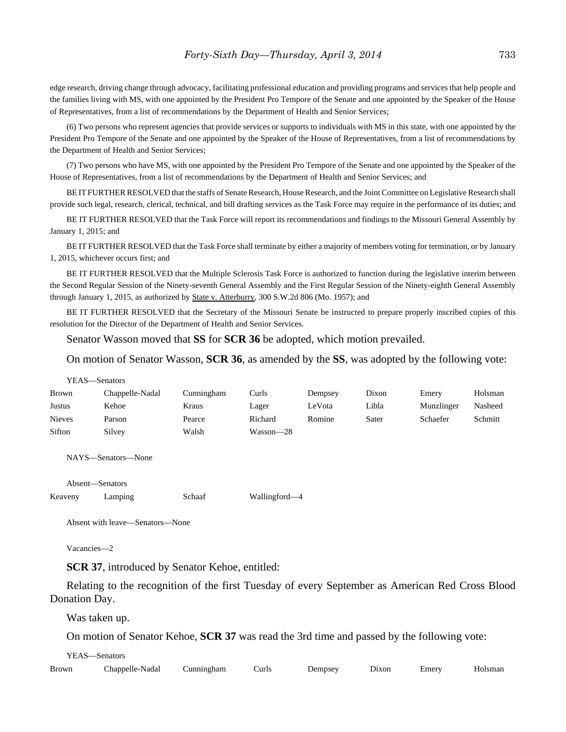edge research, driving change through advocacy, facilitating professional education and providing programs and services that help people and the families living with MS, with one appointed by the President Pro Tempore of the Senate and one appointed by the Speaker of the House of Representatives, from a list of recommendations by the Department of Health and Senior Services;

(6) Two persons who represent agencies that provide services or supports to individuals with MS in this state, with one appointed by the President Pro Tempore of the Senate and one appointed by the Speaker of the House of Representatives, from a list of recommendations by the Department of Health and Senior Services;

(7) Two persons who have MS, with one appointed by the President Pro Tempore of the Senate and one appointed by the Speaker of the House of Representatives, from a list of recommendations by the Department of Health and Senior Services; and

BE IT FURTHER RESOLVED that the staffs of Senate Research, House Research, and the Joint Committee on Legislative Research shall provide such legal, research, clerical, technical, and bill drafting services as the Task Force may require in the performance of its duties; and

BE IT FURTHER RESOLVED that the Task Force will report its recommendations and findings to the Missouri General Assembly by January 1, 2015; and

BE IT FURTHER RESOLVED that the Task Force shall terminate by either a majority of members voting for termination, or by January 1, 2015, whichever occurs first; and

BE IT FURTHER RESOLVED that the Multiple Sclerosis Task Force is authorized to function during the legislative interim between the Second Regular Session of the Ninety-seventh General Assembly and the First Regular Session of the Ninety-eighth General Assembly through January 1, 2015, as authorized by State v. Atterburry, 300 S.W.2d 806 (Mo. 1957); and

BE IT FURTHER RESOLVED that the Secretary of the Missouri Senate be instructed to prepare properly inscribed copies of this resolution for the Director of the Department of Health and Senior Services.

Senator Wasson moved that **SS** for **SCR 36** be adopted, which motion prevailed.

On motion of Senator Wasson, **SCR 36**, as amended by the **SS**, was adopted by the following vote:

YEAS—Senators

| | | | | | | | |
|---|---|---|---|---|---|---|---|
| Brown | Chappelle-Nadal | Cunningham | Curls | Dempsey | Dixon | Emery | Holsman |
| Justus | Kehoe | Kraus | Lager | LeVota | Libla | Munzlinger | Nasheed |
| Nieves | Parson | Pearce | Richard | Romine | Sater | Schaefer | Schmitt |
| Sifton | Silvey | Walsh | Wasson—28 | | | | |

NAYS—Senators—None

Absent—Senators

| | | | |
|---|---|---|---|
| Keaveny | Lamping | Schaaf | Wallingford—4 |

Absent with leave—Senators—None

Vacancies—2

**SCR 37**, introduced by Senator Kehoe, entitled:

Relating to the recognition of the first Tuesday of every September as American Red Cross Blood Donation Day.

Was taken up.

On motion of Senator Kehoe, **SCR 37** was read the 3rd time and passed by the following vote:

YEAS—Senators

| | | | | | | | |
|---|---|---|---|---|---|---|---|
| Brown | Chappelle-Nadal | Cunningham | Curls | Dempsey | Dixon | Emery | Holsman |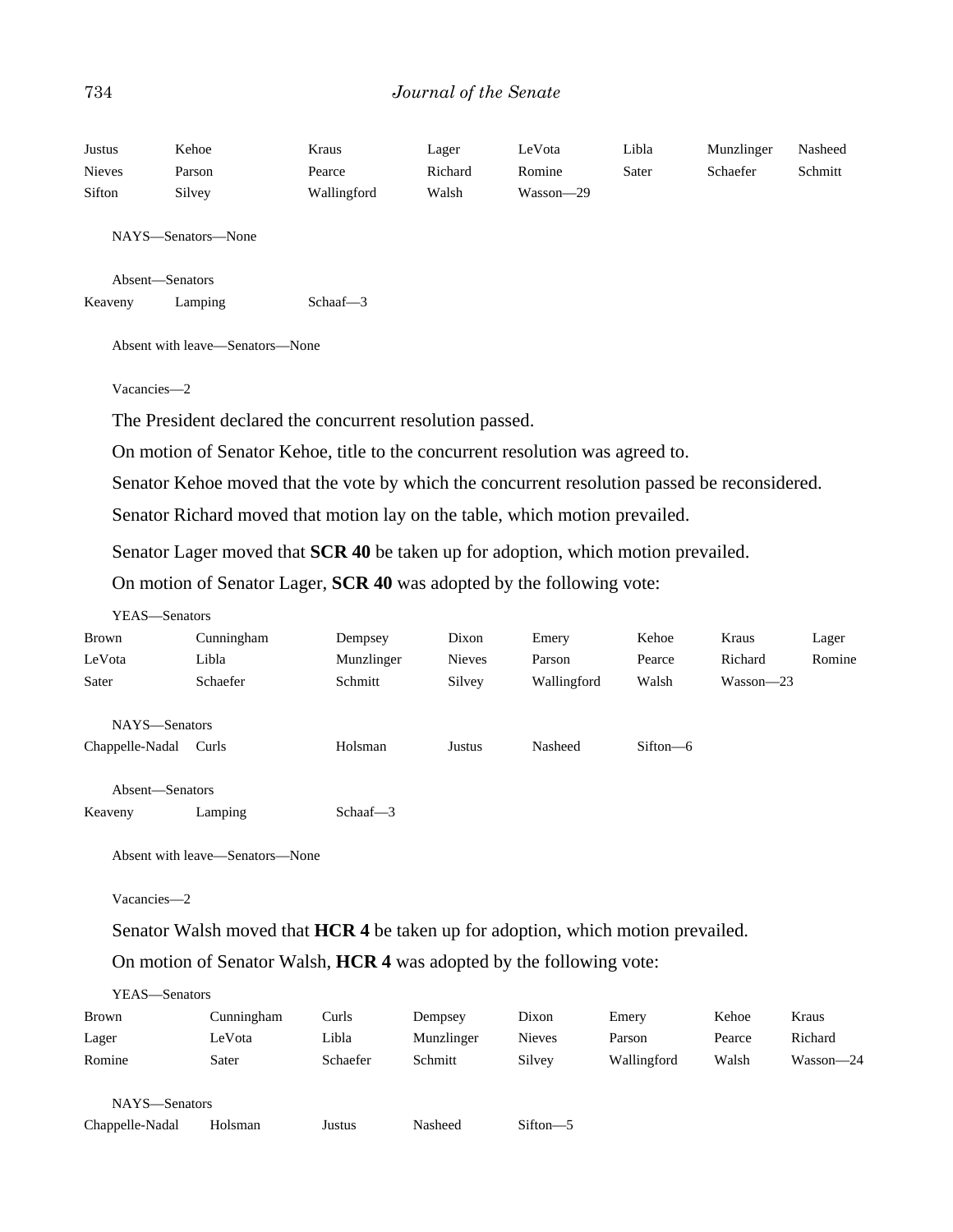Justus Kehoe Kraus Lager LeVota Libla Munzlinger Nasheed
Nieves Parson Pearce Richard Romine Sater Schaefer Schmitt
Sifton Silvey Wallingford Walsh Wasson—29

NAYS—Senators—None

Absent—Senators
Keaveny Lamping Schaaf—3

Absent with leave—Senators—None

Vacancies—2

The President declared the concurrent resolution passed.

On motion of Senator Kehoe, title to the concurrent resolution was agreed to.

Senator Kehoe moved that the vote by which the concurrent resolution passed be reconsidered.

Senator Richard moved that motion lay on the table, which motion prevailed.

Senator Lager moved that **SCR 40** be taken up for adoption, which motion prevailed.

On motion of Senator Lager, **SCR 40** was adopted by the following vote:

YEAS—Senators
Brown Cunningham Dempsey Dixon Emery Kehoe Kraus Lager
LeVota Libla Munzlinger Nieves Parson Pearce Richard Romine
Sater Schaefer Schmitt Silvey Wallingford Walsh Wasson—23

NAYS—Senators
Chappelle-Nadal Curls Holsman Justus Nasheed Sifton—6

Absent—Senators
Keaveny Lamping Schaaf—3

Absent with leave—Senators—None

Vacancies—2

Senator Walsh moved that **HCR 4** be taken up for adoption, which motion prevailed.

On motion of Senator Walsh, **HCR 4** was adopted by the following vote:

YEAS—Senators
Brown Cunningham Curls Dempsey Dixon Emery Kehoe Kraus
Lager LeVota Libla Munzlinger Nieves Parson Pearce Richard
Romine Sater Schaefer Schmitt Silvey Wallingford Walsh Wasson—24

NAYS—Senators
Chappelle-Nadal Holsman Justus Nasheed Sifton—5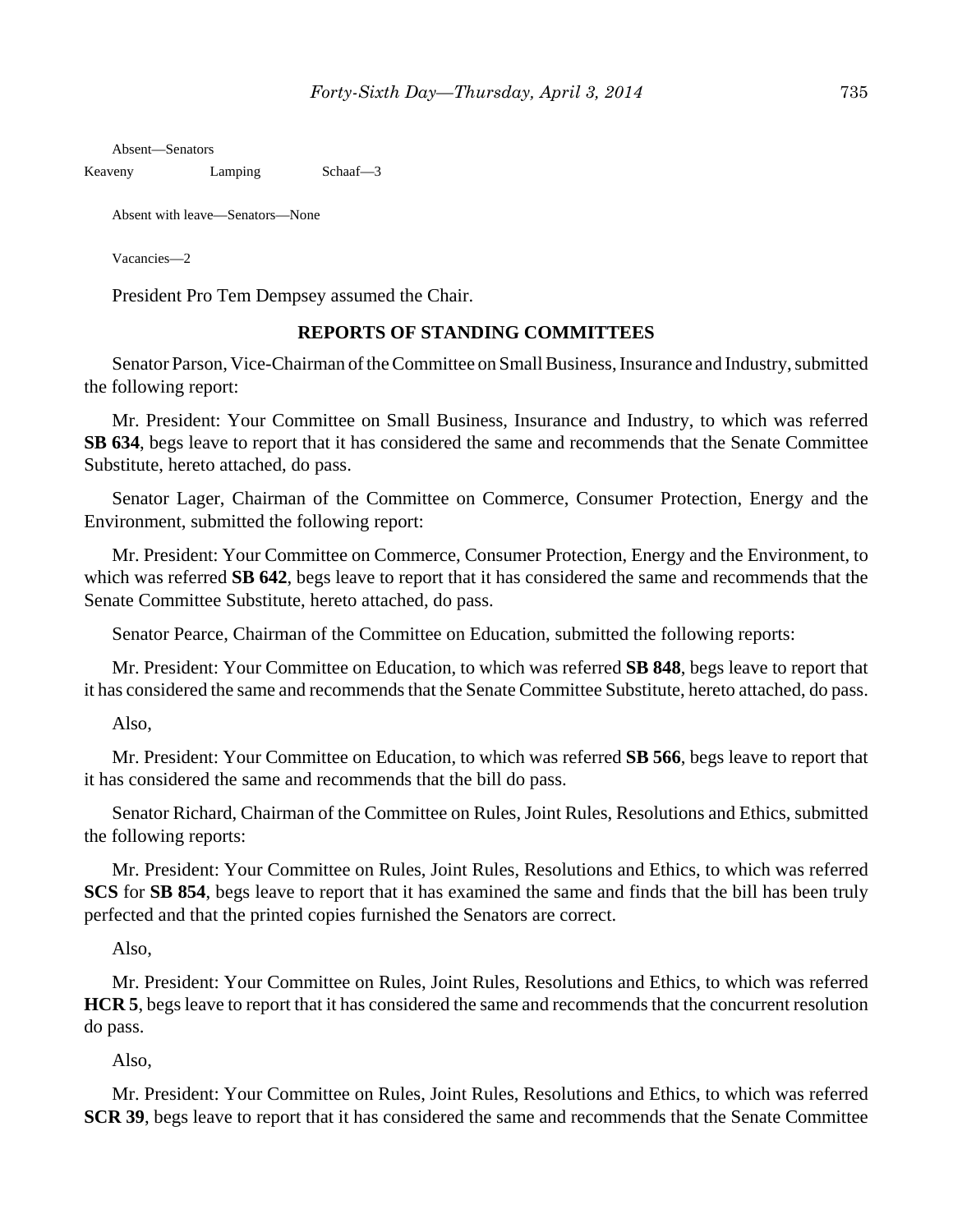Absent—Senators

| Keaveny | Lamping | Schaaf—3 |
|---|---|---|

Absent with leave—Senators—None

Vacancies—2

President Pro Tem Dempsey assumed the Chair.

## REPORTS OF STANDING COMMITTEES

Senator Parson, Vice-Chairman of the Committee on Small Business, Insurance and Industry, submitted the following report:

Mr. President: Your Committee on Small Business, Insurance and Industry, to which was referred **SB 634**, begs leave to report that it has considered the same and recommends that the Senate Committee Substitute, hereto attached, do pass.

Senator Lager, Chairman of the Committee on Commerce, Consumer Protection, Energy and the Environment, submitted the following report:

Mr. President: Your Committee on Commerce, Consumer Protection, Energy and the Environment, to which was referred **SB 642**, begs leave to report that it has considered the same and recommends that the Senate Committee Substitute, hereto attached, do pass.

Senator Pearce, Chairman of the Committee on Education, submitted the following reports:

Mr. President: Your Committee on Education, to which was referred **SB 848**, begs leave to report that it has considered the same and recommends that the Senate Committee Substitute, hereto attached, do pass.

Also,

Mr. President: Your Committee on Education, to which was referred **SB 566**, begs leave to report that it has considered the same and recommends that the bill do pass.

Senator Richard, Chairman of the Committee on Rules, Joint Rules, Resolutions and Ethics, submitted the following reports:

Mr. President: Your Committee on Rules, Joint Rules, Resolutions and Ethics, to which was referred **SCS** for **SB 854**, begs leave to report that it has examined the same and finds that the bill has been truly perfected and that the printed copies furnished the Senators are correct.

Also,

Mr. President: Your Committee on Rules, Joint Rules, Resolutions and Ethics, to which was referred **HCR 5**, begs leave to report that it has considered the same and recommends that the concurrent resolution do pass.

Also,

Mr. President: Your Committee on Rules, Joint Rules, Resolutions and Ethics, to which was referred **SCR 39**, begs leave to report that it has considered the same and recommends that the Senate Committee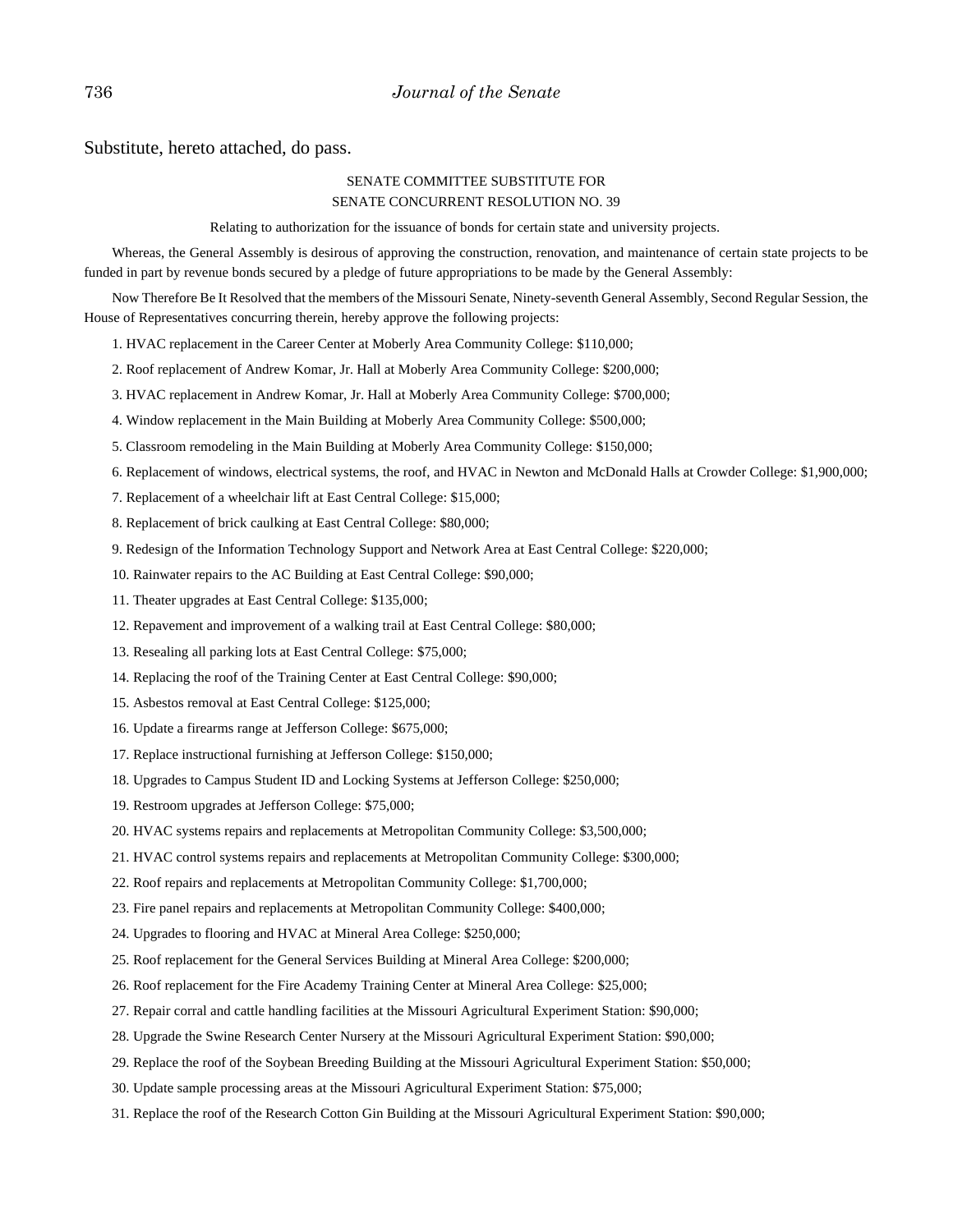Substitute, hereto attached, do pass.

SENATE COMMITTEE SUBSTITUTE FOR
SENATE CONCURRENT RESOLUTION NO. 39

Relating to authorization for the issuance of bonds for certain state and university projects.

Whereas, the General Assembly is desirous of approving the construction, renovation, and maintenance of certain state projects to be funded in part by revenue bonds secured by a pledge of future appropriations to be made by the General Assembly:

Now Therefore Be It Resolved that the members of the Missouri Senate, Ninety-seventh General Assembly, Second Regular Session, the House of Representatives concurring therein, hereby approve the following projects:

1. HVAC replacement in the Career Center at Moberly Area Community College: $110,000;

2. Roof replacement of Andrew Komar, Jr. Hall at Moberly Area Community College: $200,000;

3. HVAC replacement in Andrew Komar, Jr. Hall at Moberly Area Community College: $700,000;

4. Window replacement in the Main Building at Moberly Area Community College: $500,000;

5. Classroom remodeling in the Main Building at Moberly Area Community College: $150,000;

6. Replacement of windows, electrical systems, the roof, and HVAC in Newton and McDonald Halls at Crowder College: $1,900,000;

7. Replacement of a wheelchair lift at East Central College: $15,000;

8. Replacement of brick caulking at East Central College: $80,000;

9. Redesign of the Information Technology Support and Network Area at East Central College: $220,000;

10. Rainwater repairs to the AC Building at East Central College: $90,000;

11. Theater upgrades at East Central College: $135,000;

12. Repavement and improvement of a walking trail at East Central College: $80,000;

13. Resealing all parking lots at East Central College: $75,000;

14. Replacing the roof of the Training Center at East Central College: $90,000;

15. Asbestos removal at East Central College: $125,000;

16. Update a firearms range at Jefferson College: $675,000;

17. Replace instructional furnishing at Jefferson College: $150,000;

18. Upgrades to Campus Student ID and Locking Systems at Jefferson College: $250,000;

19. Restroom upgrades at Jefferson College: $75,000;

20. HVAC systems repairs and replacements at Metropolitan Community College: $3,500,000;

21. HVAC control systems repairs and replacements at Metropolitan Community College: $300,000;

22. Roof repairs and replacements at Metropolitan Community College: $1,700,000;

23. Fire panel repairs and replacements at Metropolitan Community College: $400,000;

24. Upgrades to flooring and HVAC at Mineral Area College: $250,000;

25. Roof replacement for the General Services Building at Mineral Area College: $200,000;

26. Roof replacement for the Fire Academy Training Center at Mineral Area College: $25,000;

27. Repair corral and cattle handling facilities at the Missouri Agricultural Experiment Station: $90,000;

28. Upgrade the Swine Research Center Nursery at the Missouri Agricultural Experiment Station: $90,000;

29. Replace the roof of the Soybean Breeding Building at the Missouri Agricultural Experiment Station: $50,000;

30. Update sample processing areas at the Missouri Agricultural Experiment Station: $75,000;

31. Replace the roof of the Research Cotton Gin Building at the Missouri Agricultural Experiment Station: $90,000;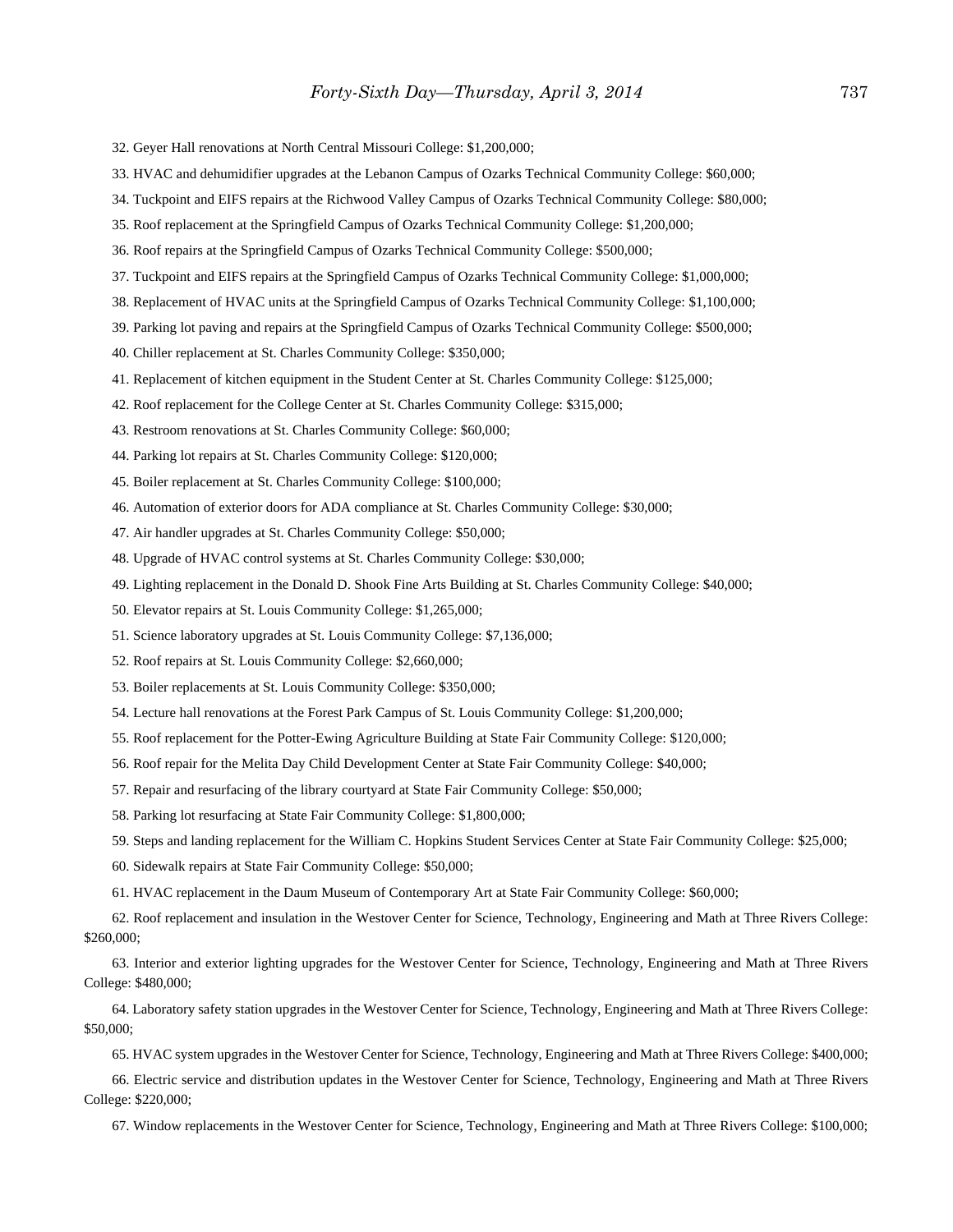32. Geyer Hall renovations at North Central Missouri College: $1,200,000;

33. HVAC and dehumidifier upgrades at the Lebanon Campus of Ozarks Technical Community College: $60,000;

34. Tuckpoint and EIFS repairs at the Richwood Valley Campus of Ozarks Technical Community College: $80,000;

35. Roof replacement at the Springfield Campus of Ozarks Technical Community College: $1,200,000;

36. Roof repairs at the Springfield Campus of Ozarks Technical Community College: $500,000;

37. Tuckpoint and EIFS repairs at the Springfield Campus of Ozarks Technical Community College: $1,000,000;

38. Replacement of HVAC units at the Springfield Campus of Ozarks Technical Community College: $1,100,000;

39. Parking lot paving and repairs at the Springfield Campus of Ozarks Technical Community College: $500,000;

40. Chiller replacement at St. Charles Community College: $350,000;

41. Replacement of kitchen equipment in the Student Center at St. Charles Community College: $125,000;

42. Roof replacement for the College Center at St. Charles Community College: $315,000;

43. Restroom renovations at St. Charles Community College: $60,000;

44. Parking lot repairs at St. Charles Community College: $120,000;

45. Boiler replacement at St. Charles Community College: $100,000;

46. Automation of exterior doors for ADA compliance at St. Charles Community College: $30,000;

47. Air handler upgrades at St. Charles Community College: $50,000;

48. Upgrade of HVAC control systems at St. Charles Community College: $30,000;

49. Lighting replacement in the Donald D. Shook Fine Arts Building at St. Charles Community College: $40,000;

50. Elevator repairs at St. Louis Community College: $1,265,000;

51. Science laboratory upgrades at St. Louis Community College: $7,136,000;

52. Roof repairs at St. Louis Community College: $2,660,000;

53. Boiler replacements at St. Louis Community College: $350,000;

54. Lecture hall renovations at the Forest Park Campus of St. Louis Community College: $1,200,000;

55. Roof replacement for the Potter-Ewing Agriculture Building at State Fair Community College: $120,000;

56. Roof repair for the Melita Day Child Development Center at State Fair Community College: $40,000;

57. Repair and resurfacing of the library courtyard at State Fair Community College: $50,000;

58. Parking lot resurfacing at State Fair Community College: $1,800,000;

59. Steps and landing replacement for the William C. Hopkins Student Services Center at State Fair Community College: $25,000;

60. Sidewalk repairs at State Fair Community College: $50,000;

61. HVAC replacement in the Daum Museum of Contemporary Art at State Fair Community College: $60,000;

62. Roof replacement and insulation in the Westover Center for Science, Technology, Engineering and Math at Three Rivers College: $260,000;

63. Interior and exterior lighting upgrades for the Westover Center for Science, Technology, Engineering and Math at Three Rivers College: $480,000;

64. Laboratory safety station upgrades in the Westover Center for Science, Technology, Engineering and Math at Three Rivers College: $50,000;

65. HVAC system upgrades in the Westover Center for Science, Technology, Engineering and Math at Three Rivers College: $400,000;

66. Electric service and distribution updates in the Westover Center for Science, Technology, Engineering and Math at Three Rivers College: $220,000;

67. Window replacements in the Westover Center for Science, Technology, Engineering and Math at Three Rivers College: $100,000;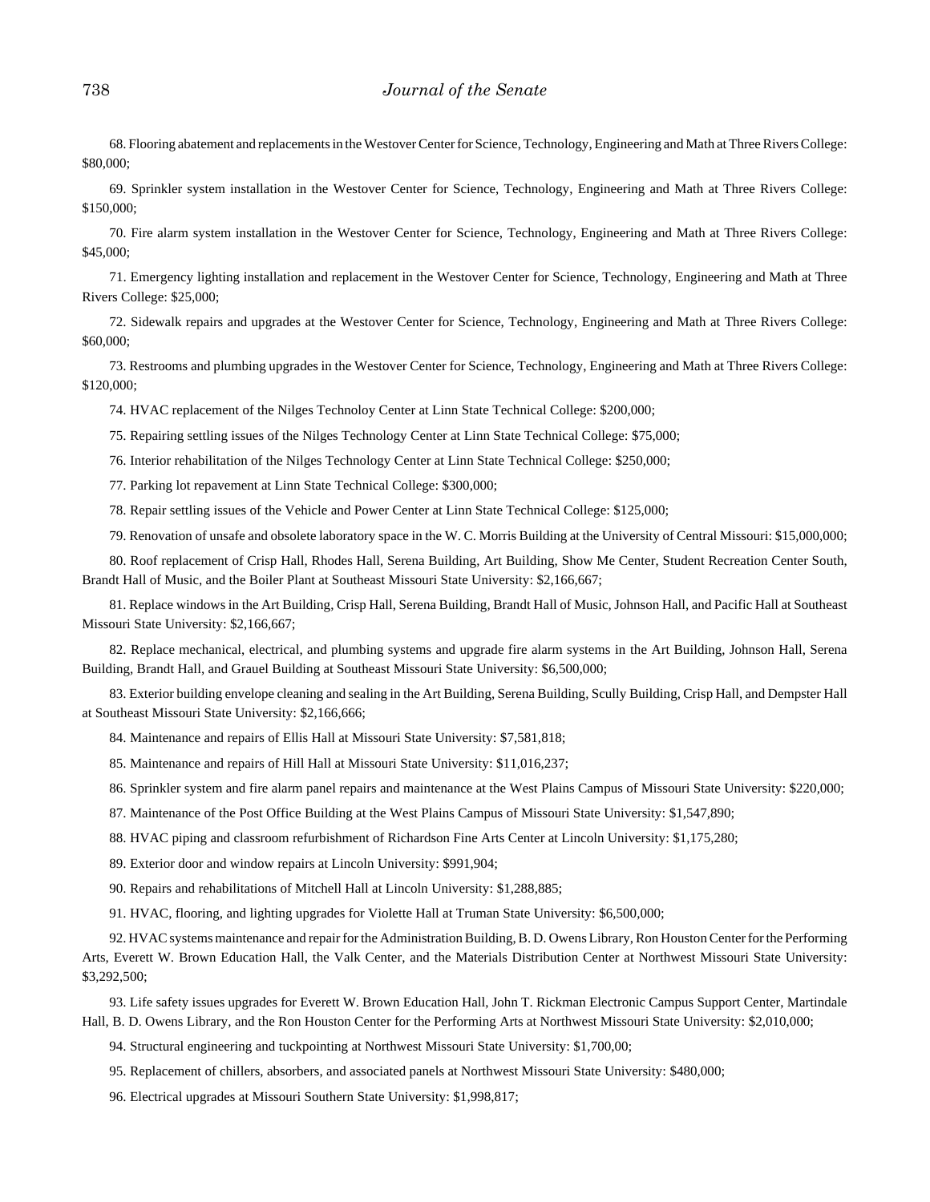68. Flooring abatement and replacements in the Westover Center for Science, Technology, Engineering and Math at Three Rivers College: $80,000;

69. Sprinkler system installation in the Westover Center for Science, Technology, Engineering and Math at Three Rivers College: $150,000;

70. Fire alarm system installation in the Westover Center for Science, Technology, Engineering and Math at Three Rivers College: $45,000;

71. Emergency lighting installation and replacement in the Westover Center for Science, Technology, Engineering and Math at Three Rivers College: $25,000;

72. Sidewalk repairs and upgrades at the Westover Center for Science, Technology, Engineering and Math at Three Rivers College: $60,000;

73. Restrooms and plumbing upgrades in the Westover Center for Science, Technology, Engineering and Math at Three Rivers College: $120,000;

74. HVAC replacement of the Nilges Technoloy Center at Linn State Technical College: $200,000;

75. Repairing settling issues of the Nilges Technology Center at Linn State Technical College: $75,000;

76. Interior rehabilitation of the Nilges Technology Center at Linn State Technical College: $250,000;

77. Parking lot repavement at Linn State Technical College: $300,000;

78. Repair settling issues of the Vehicle and Power Center at Linn State Technical College: $125,000;

79. Renovation of unsafe and obsolete laboratory space in the W. C. Morris Building at the University of Central Missouri: $15,000,000;

80. Roof replacement of Crisp Hall, Rhodes Hall, Serena Building, Art Building, Show Me Center, Student Recreation Center South, Brandt Hall of Music, and the Boiler Plant at Southeast Missouri State University: $2,166,667;

81. Replace windows in the Art Building, Crisp Hall, Serena Building, Brandt Hall of Music, Johnson Hall, and Pacific Hall at Southeast Missouri State University: $2,166,667;

82. Replace mechanical, electrical, and plumbing systems and upgrade fire alarm systems in the Art Building, Johnson Hall, Serena Building, Brandt Hall, and Grauel Building at Southeast Missouri State University: $6,500,000;

83. Exterior building envelope cleaning and sealing in the Art Building, Serena Building, Scully Building, Crisp Hall, and Dempster Hall at Southeast Missouri State University: $2,166,666;

84. Maintenance and repairs of Ellis Hall at Missouri State University: $7,581,818;

85. Maintenance and repairs of Hill Hall at Missouri State University: $11,016,237;

86. Sprinkler system and fire alarm panel repairs and maintenance at the West Plains Campus of Missouri State University: $220,000;

87. Maintenance of the Post Office Building at the West Plains Campus of Missouri State University: $1,547,890;

88. HVAC piping and classroom refurbishment of Richardson Fine Arts Center at Lincoln University: $1,175,280;

89. Exterior door and window repairs at Lincoln University: $991,904;

90. Repairs and rehabilitations of Mitchell Hall at Lincoln University: $1,288,885;

91. HVAC, flooring, and lighting upgrades for Violette Hall at Truman State University: $6,500,000;

92. HVAC systems maintenance and repair for the Administration Building, B. D. Owens Library, Ron Houston Center for the Performing Arts, Everett W. Brown Education Hall, the Valk Center, and the Materials Distribution Center at Northwest Missouri State University: $3,292,500;

93. Life safety issues upgrades for Everett W. Brown Education Hall, John T. Rickman Electronic Campus Support Center, Martindale Hall, B. D. Owens Library, and the Ron Houston Center for the Performing Arts at Northwest Missouri State University: $2,010,000;

94. Structural engineering and tuckpointing at Northwest Missouri State University: $1,700,00;

95. Replacement of chillers, absorbers, and associated panels at Northwest Missouri State University: $480,000;

96. Electrical upgrades at Missouri Southern State University: $1,998,817;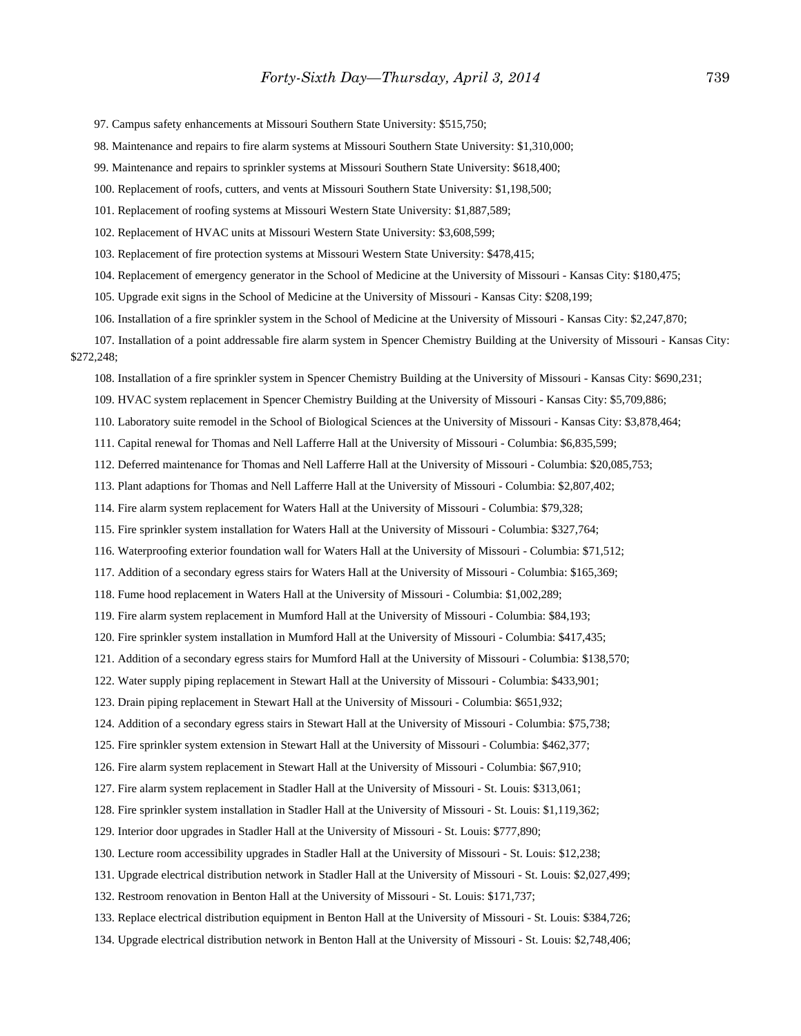97. Campus safety enhancements at Missouri Southern State University: $515,750;

98. Maintenance and repairs to fire alarm systems at Missouri Southern State University: $1,310,000;

99. Maintenance and repairs to sprinkler systems at Missouri Southern State University: $618,400;

100. Replacement of roofs, cutters, and vents at Missouri Southern State University: $1,198,500;

101. Replacement of roofing systems at Missouri Western State University: $1,887,589;

102. Replacement of HVAC units at Missouri Western State University: $3,608,599;

103. Replacement of fire protection systems at Missouri Western State University: $478,415;

104. Replacement of emergency generator in the School of Medicine at the University of Missouri - Kansas City: $180,475;

105. Upgrade exit signs in the School of Medicine at the University of Missouri - Kansas City: $208,199;

106. Installation of a fire sprinkler system in the School of Medicine at the University of Missouri - Kansas City: $2,247,870;

107. Installation of a point addressable fire alarm system in Spencer Chemistry Building at the University of Missouri - Kansas City: $272,248;

108. Installation of a fire sprinkler system in Spencer Chemistry Building at the University of Missouri - Kansas City: $690,231;

109. HVAC system replacement in Spencer Chemistry Building at the University of Missouri - Kansas City: $5,709,886;

110. Laboratory suite remodel in the School of Biological Sciences at the University of Missouri - Kansas City: $3,878,464;

111. Capital renewal for Thomas and Nell Lafferre Hall at the University of Missouri - Columbia: $6,835,599;

112. Deferred maintenance for Thomas and Nell Lafferre Hall at the University of Missouri - Columbia: $20,085,753;

113. Plant adaptions for Thomas and Nell Lafferre Hall at the University of Missouri - Columbia: $2,807,402;

114. Fire alarm system replacement for Waters Hall at the University of Missouri - Columbia: $79,328;

115. Fire sprinkler system installation for Waters Hall at the University of Missouri - Columbia: $327,764;

116. Waterproofing exterior foundation wall for Waters Hall at the University of Missouri - Columbia: $71,512;

117. Addition of a secondary egress stairs for Waters Hall at the University of Missouri - Columbia: $165,369;

118. Fume hood replacement in Waters Hall at the University of Missouri - Columbia: $1,002,289;

119. Fire alarm system replacement in Mumford Hall at the University of Missouri - Columbia: $84,193;

120. Fire sprinkler system installation in Mumford Hall at the University of Missouri - Columbia: $417,435;

121. Addition of a secondary egress stairs for Mumford Hall at the University of Missouri - Columbia: $138,570;

122. Water supply piping replacement in Stewart Hall at the University of Missouri - Columbia: $433,901;

123. Drain piping replacement in Stewart Hall at the University of Missouri - Columbia: $651,932;

124. Addition of a secondary egress stairs in Stewart Hall at the University of Missouri - Columbia: $75,738;

125. Fire sprinkler system extension in Stewart Hall at the University of Missouri - Columbia: $462,377;

126. Fire alarm system replacement in Stewart Hall at the University of Missouri - Columbia: $67,910;

127. Fire alarm system replacement in Stadler Hall at the University of Missouri - St. Louis: $313,061;

128. Fire sprinkler system installation in Stadler Hall at the University of Missouri - St. Louis: $1,119,362;

129. Interior door upgrades in Stadler Hall at the University of Missouri - St. Louis: $777,890;

130. Lecture room accessibility upgrades in Stadler Hall at the University of Missouri - St. Louis: $12,238;

131. Upgrade electrical distribution network in Stadler Hall at the University of Missouri - St. Louis: $2,027,499;

132. Restroom renovation in Benton Hall at the University of Missouri - St. Louis: $171,737;

133. Replace electrical distribution equipment in Benton Hall at the University of Missouri - St. Louis: $384,726;

134. Upgrade electrical distribution network in Benton Hall at the University of Missouri - St. Louis: $2,748,406;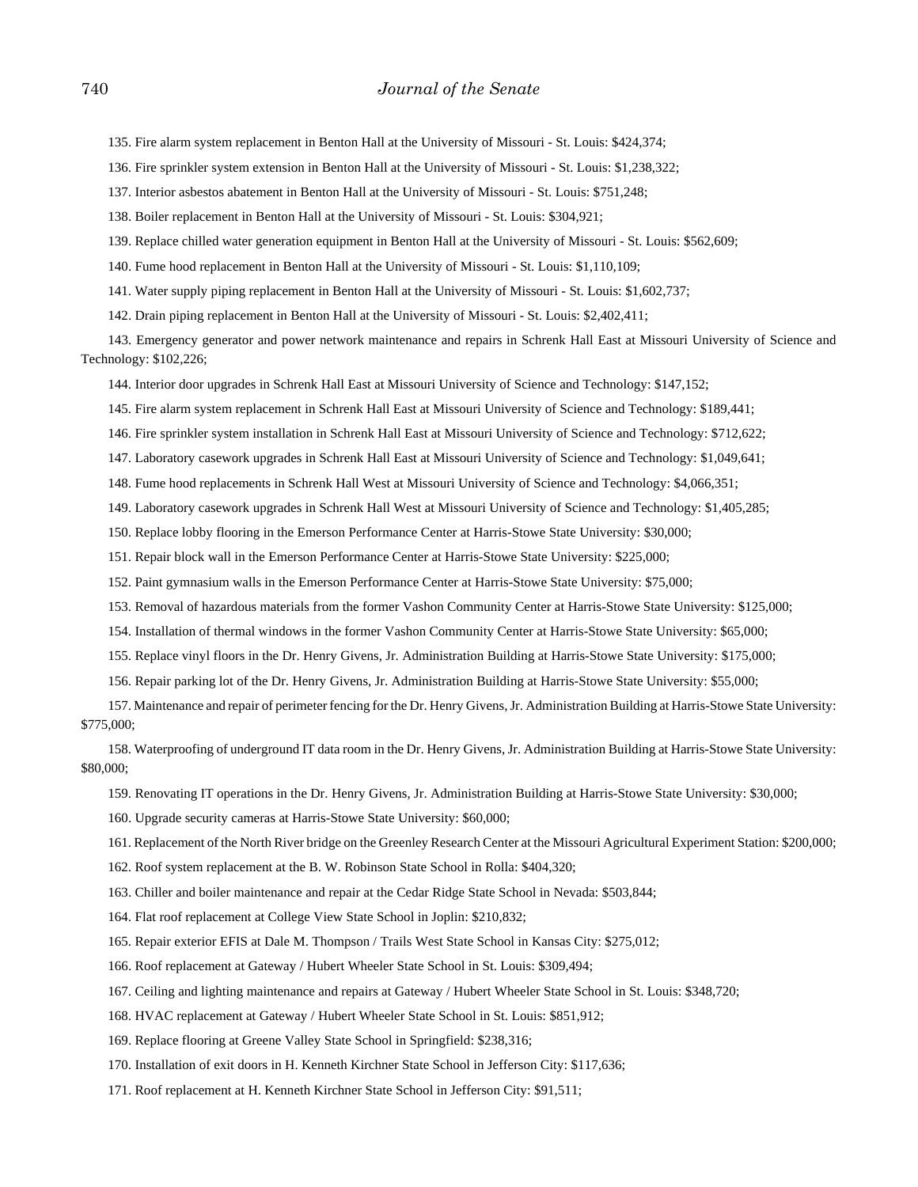135. Fire alarm system replacement in Benton Hall at the University of Missouri - St. Louis: $424,374;

136. Fire sprinkler system extension in Benton Hall at the University of Missouri - St. Louis: $1,238,322;

137. Interior asbestos abatement in Benton Hall at the University of Missouri - St. Louis: $751,248;

138. Boiler replacement in Benton Hall at the University of Missouri - St. Louis: $304,921;

139. Replace chilled water generation equipment in Benton Hall at the University of Missouri - St. Louis: $562,609;

140. Fume hood replacement in Benton Hall at the University of Missouri - St. Louis: $1,110,109;

141. Water supply piping replacement in Benton Hall at the University of Missouri - St. Louis: $1,602,737;

142. Drain piping replacement in Benton Hall at the University of Missouri - St. Louis: $2,402,411;

143. Emergency generator and power network maintenance and repairs in Schrenk Hall East at Missouri University of Science and Technology: $102,226;

144. Interior door upgrades in Schrenk Hall East at Missouri University of Science and Technology: $147,152;

145. Fire alarm system replacement in Schrenk Hall East at Missouri University of Science and Technology: $189,441;

146. Fire sprinkler system installation in Schrenk Hall East at Missouri University of Science and Technology: $712,622;

147. Laboratory casework upgrades in Schrenk Hall East at Missouri University of Science and Technology: $1,049,641;

148. Fume hood replacements in Schrenk Hall West at Missouri University of Science and Technology: $4,066,351;

149. Laboratory casework upgrades in Schrenk Hall West at Missouri University of Science and Technology: $1,405,285;

150. Replace lobby flooring in the Emerson Performance Center at Harris-Stowe State University: $30,000;

151. Repair block wall in the Emerson Performance Center at Harris-Stowe State University: $225,000;

152. Paint gymnasium walls in the Emerson Performance Center at Harris-Stowe State University: $75,000;

153. Removal of hazardous materials from the former Vashon Community Center at Harris-Stowe State University: $125,000;

154. Installation of thermal windows in the former Vashon Community Center at Harris-Stowe State University: $65,000;

155. Replace vinyl floors in the Dr. Henry Givens, Jr. Administration Building at Harris-Stowe State University: $175,000;

156. Repair parking lot of the Dr. Henry Givens, Jr. Administration Building at Harris-Stowe State University: $55,000;

157. Maintenance and repair of perimeter fencing for the Dr. Henry Givens, Jr. Administration Building at Harris-Stowe State University: $775,000;

158. Waterproofing of underground IT data room in the Dr. Henry Givens, Jr. Administration Building at Harris-Stowe State University: $80,000;

159. Renovating IT operations in the Dr. Henry Givens, Jr. Administration Building at Harris-Stowe State University: $30,000;

160. Upgrade security cameras at Harris-Stowe State University: $60,000;

161. Replacement of the North River bridge on the Greenley Research Center at the Missouri Agricultural Experiment Station: $200,000;

162. Roof system replacement at the B. W. Robinson State School in Rolla: $404,320;

163. Chiller and boiler maintenance and repair at the Cedar Ridge State School in Nevada: $503,844;

164. Flat roof replacement at College View State School in Joplin: $210,832;

165. Repair exterior EFIS at Dale M. Thompson / Trails West State School in Kansas City: $275,012;

166. Roof replacement at Gateway / Hubert Wheeler State School in St. Louis: $309,494;

167. Ceiling and lighting maintenance and repairs at Gateway / Hubert Wheeler State School in St. Louis: $348,720;

168. HVAC replacement at Gateway / Hubert Wheeler State School in St. Louis: $851,912;

169. Replace flooring at Greene Valley State School in Springfield: $238,316;

170. Installation of exit doors in H. Kenneth Kirchner State School in Jefferson City: $117,636;

171. Roof replacement at H. Kenneth Kirchner State School in Jefferson City: $91,511;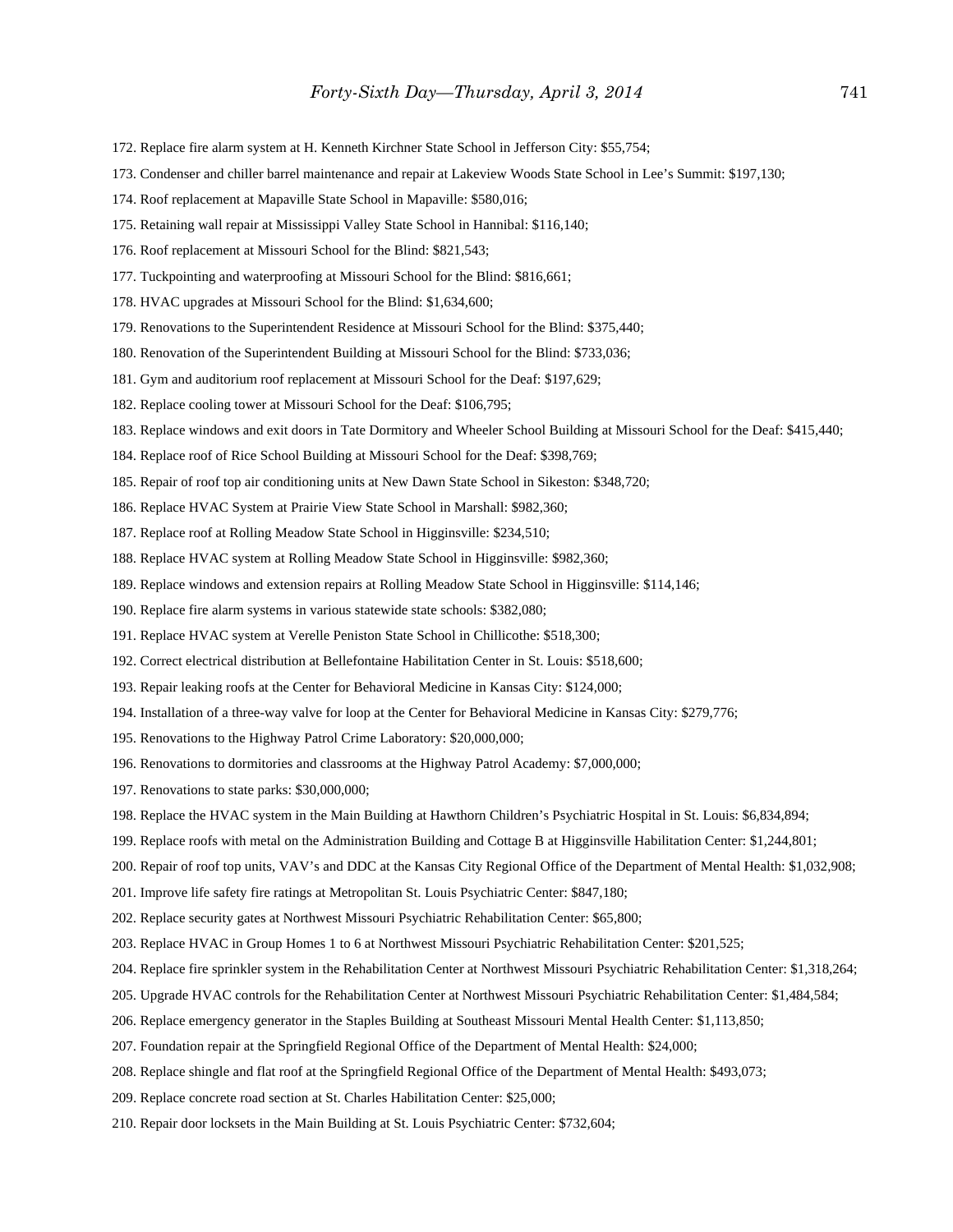172. Replace fire alarm system at H. Kenneth Kirchner State School in Jefferson City: $55,754;

173. Condenser and chiller barrel maintenance and repair at Lakeview Woods State School in Lee's Summit: $197,130;

174. Roof replacement at Mapaville State School in Mapaville: $580,016;

175. Retaining wall repair at Mississippi Valley State School in Hannibal: $116,140;

176. Roof replacement at Missouri School for the Blind: $821,543;

177. Tuckpointing and waterproofing at Missouri School for the Blind: $816,661;

178. HVAC upgrades at Missouri School for the Blind: $1,634,600;

179. Renovations to the Superintendent Residence at Missouri School for the Blind: $375,440;

180. Renovation of the Superintendent Building at Missouri School for the Blind: $733,036;

181. Gym and auditorium roof replacement at Missouri School for the Deaf: $197,629;

182. Replace cooling tower at Missouri School for the Deaf: $106,795;

183. Replace windows and exit doors in Tate Dormitory and Wheeler School Building at Missouri School for the Deaf: $415,440;

184. Replace roof of Rice School Building at Missouri School for the Deaf: $398,769;

185. Repair of roof top air conditioning units at New Dawn State School in Sikeston: $348,720;

186. Replace HVAC System at Prairie View State School in Marshall: $982,360;

187. Replace roof at Rolling Meadow State School in Higginsville: $234,510;

188. Replace HVAC system at Rolling Meadow State School in Higginsville: $982,360;

189. Replace windows and extension repairs at Rolling Meadow State School in Higginsville: $114,146;

190. Replace fire alarm systems in various statewide state schools: $382,080;

191. Replace HVAC system at Verelle Peniston State School in Chillicothe: $518,300;

192. Correct electrical distribution at Bellefontaine Habilitation Center in St. Louis: $518,600;

193. Repair leaking roofs at the Center for Behavioral Medicine in Kansas City: $124,000;

194. Installation of a three-way valve for loop at the Center for Behavioral Medicine in Kansas City: $279,776;

195. Renovations to the Highway Patrol Crime Laboratory: $20,000,000;

196. Renovations to dormitories and classrooms at the Highway Patrol Academy: $7,000,000;

197. Renovations to state parks: $30,000,000;

198. Replace the HVAC system in the Main Building at Hawthorn Children's Psychiatric Hospital in St. Louis: $6,834,894;

199. Replace roofs with metal on the Administration Building and Cottage B at Higginsville Habilitation Center: $1,244,801;

200. Repair of roof top units, VAV's and DDC at the Kansas City Regional Office of the Department of Mental Health: $1,032,908;

201. Improve life safety fire ratings at Metropolitan St. Louis Psychiatric Center: $847,180;

202. Replace security gates at Northwest Missouri Psychiatric Rehabilitation Center: $65,800;

203. Replace HVAC in Group Homes 1 to 6 at Northwest Missouri Psychiatric Rehabilitation Center: $201,525;

204. Replace fire sprinkler system in the Rehabilitation Center at Northwest Missouri Psychiatric Rehabilitation Center: $1,318,264;

205. Upgrade HVAC controls for the Rehabilitation Center at Northwest Missouri Psychiatric Rehabilitation Center: $1,484,584;

206. Replace emergency generator in the Staples Building at Southeast Missouri Mental Health Center: $1,113,850;

207. Foundation repair at the Springfield Regional Office of the Department of Mental Health: $24,000;

208. Replace shingle and flat roof at the Springfield Regional Office of the Department of Mental Health: $493,073;

209. Replace concrete road section at St. Charles Habilitation Center: $25,000;

210. Repair door locksets in the Main Building at St. Louis Psychiatric Center: $732,604;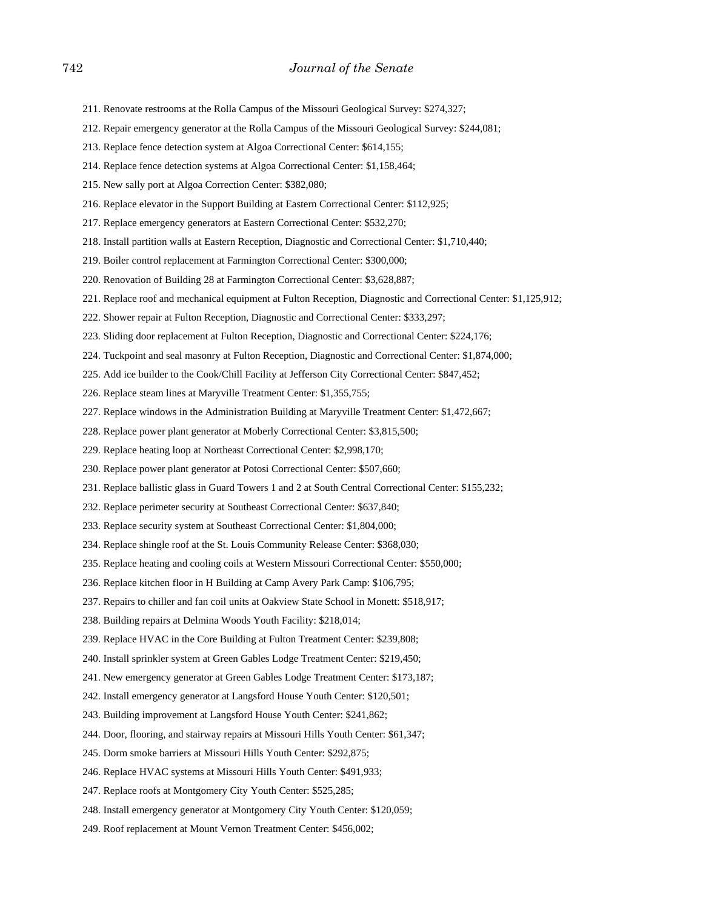211. Renovate restrooms at the Rolla Campus of the Missouri Geological Survey: $274,327;

212. Repair emergency generator at the Rolla Campus of the Missouri Geological Survey: $244,081;

213. Replace fence detection system at Algoa Correctional Center: $614,155;

214. Replace fence detection systems at Algoa Correctional Center: $1,158,464;

215. New sally port at Algoa Correction Center: $382,080;

216. Replace elevator in the Support Building at Eastern Correctional Center: $112,925;

217. Replace emergency generators at Eastern Correctional Center: $532,270;

218. Install partition walls at Eastern Reception, Diagnostic and Correctional Center: $1,710,440;

219. Boiler control replacement at Farmington Correctional Center: $300,000;

220. Renovation of Building 28 at Farmington Correctional Center: $3,628,887;

221. Replace roof and mechanical equipment at Fulton Reception, Diagnostic and Correctional Center: $1,125,912;

222. Shower repair at Fulton Reception, Diagnostic and Correctional Center: $333,297;

223. Sliding door replacement at Fulton Reception, Diagnostic and Correctional Center: $224,176;

224. Tuckpoint and seal masonry at Fulton Reception, Diagnostic and Correctional Center: $1,874,000;

225. Add ice builder to the Cook/Chill Facility at Jefferson City Correctional Center: $847,452;

226. Replace steam lines at Maryville Treatment Center: $1,355,755;

227. Replace windows in the Administration Building at Maryville Treatment Center: $1,472,667;

228. Replace power plant generator at Moberly Correctional Center: $3,815,500;

229. Replace heating loop at Northeast Correctional Center: $2,998,170;

230. Replace power plant generator at Potosi Correctional Center: $507,660;

231. Replace ballistic glass in Guard Towers 1 and 2 at South Central Correctional Center: $155,232;

232. Replace perimeter security at Southeast Correctional Center: $637,840;

233. Replace security system at Southeast Correctional Center: $1,804,000;

234. Replace shingle roof at the St. Louis Community Release Center: $368,030;

235. Replace heating and cooling coils at Western Missouri Correctional Center: $550,000;

236. Replace kitchen floor in H Building at Camp Avery Park Camp: $106,795;

237. Repairs to chiller and fan coil units at Oakview State School in Monett: $518,917;

238. Building repairs at Delmina Woods Youth Facility: $218,014;

239. Replace HVAC in the Core Building at Fulton Treatment Center: $239,808;

240. Install sprinkler system at Green Gables Lodge Treatment Center: $219,450;

241. New emergency generator at Green Gables Lodge Treatment Center: $173,187;

242. Install emergency generator at Langsford House Youth Center: $120,501;

243. Building improvement at Langsford House Youth Center: $241,862;

244. Door, flooring, and stairway repairs at Missouri Hills Youth Center: $61,347;

245. Dorm smoke barriers at Missouri Hills Youth Center: $292,875;

246. Replace HVAC systems at Missouri Hills Youth Center: $491,933;

247. Replace roofs at Montgomery City Youth Center: $525,285;

248. Install emergency generator at Montgomery City Youth Center: $120,059;

249. Roof replacement at Mount Vernon Treatment Center: $456,002;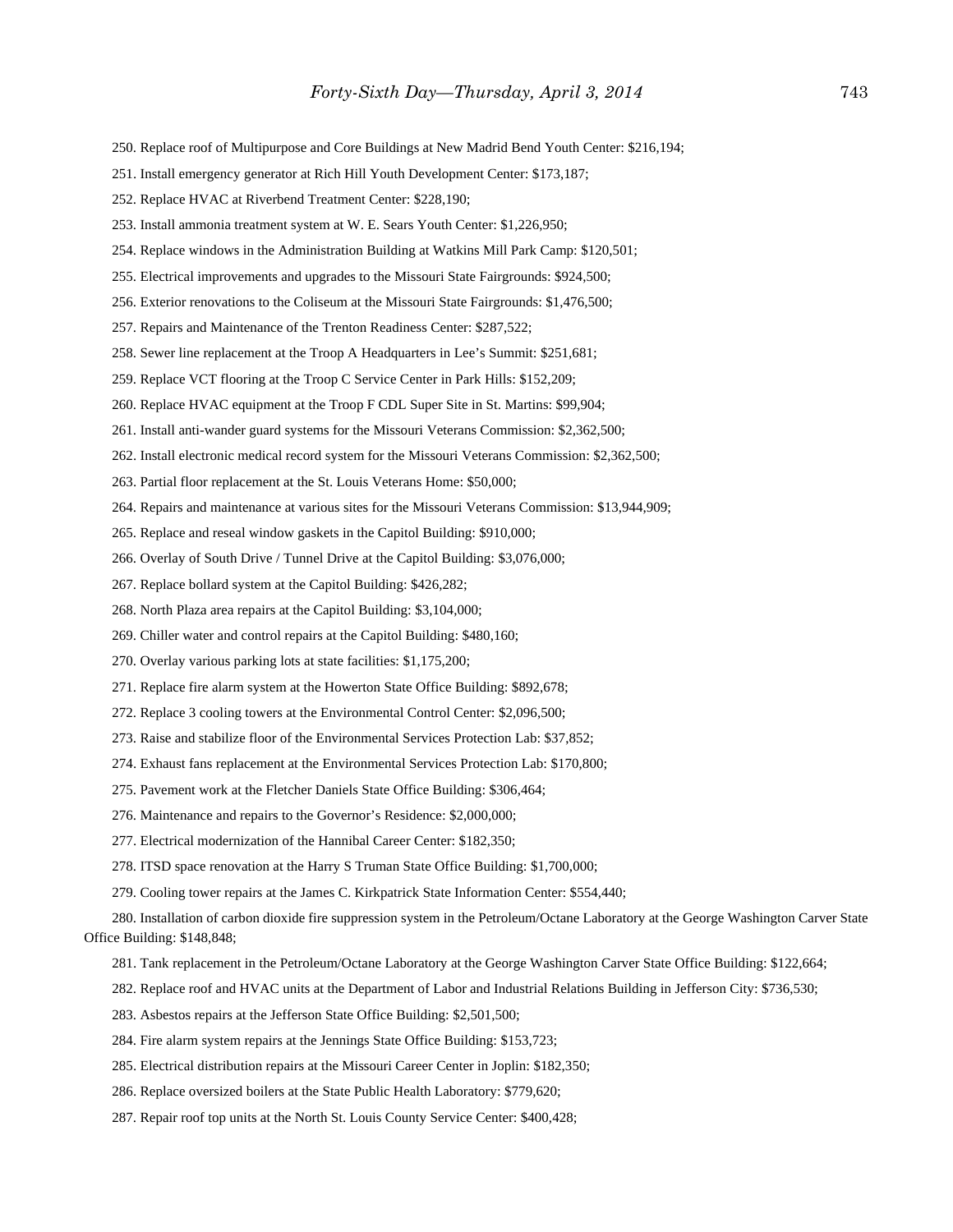250. Replace roof of Multipurpose and Core Buildings at New Madrid Bend Youth Center: $216,194;

251. Install emergency generator at Rich Hill Youth Development Center: $173,187;

252. Replace HVAC at Riverbend Treatment Center: $228,190;

253. Install ammonia treatment system at W. E. Sears Youth Center: $1,226,950;

254. Replace windows in the Administration Building at Watkins Mill Park Camp: $120,501;

255. Electrical improvements and upgrades to the Missouri State Fairgrounds: $924,500;

256. Exterior renovations to the Coliseum at the Missouri State Fairgrounds: $1,476,500;

257. Repairs and Maintenance of the Trenton Readiness Center: $287,522;

258. Sewer line replacement at the Troop A Headquarters in Lee's Summit: $251,681;

259. Replace VCT flooring at the Troop C Service Center in Park Hills: $152,209;

260. Replace HVAC equipment at the Troop F CDL Super Site in St. Martins: $99,904;

261. Install anti-wander guard systems for the Missouri Veterans Commission: $2,362,500;

262. Install electronic medical record system for the Missouri Veterans Commission: $2,362,500;

263. Partial floor replacement at the St. Louis Veterans Home: $50,000;

264. Repairs and maintenance at various sites for the Missouri Veterans Commission: $13,944,909;

265. Replace and reseal window gaskets in the Capitol Building: $910,000;

266. Overlay of South Drive / Tunnel Drive at the Capitol Building: $3,076,000;

267. Replace bollard system at the Capitol Building: $426,282;

268. North Plaza area repairs at the Capitol Building: $3,104,000;

269. Chiller water and control repairs at the Capitol Building: $480,160;

270. Overlay various parking lots at state facilities: $1,175,200;

271. Replace fire alarm system at the Howerton State Office Building: $892,678;

272. Replace 3 cooling towers at the Environmental Control Center: $2,096,500;

273. Raise and stabilize floor of the Environmental Services Protection Lab: $37,852;

274. Exhaust fans replacement at the Environmental Services Protection Lab: $170,800;

275. Pavement work at the Fletcher Daniels State Office Building: $306,464;

276. Maintenance and repairs to the Governor's Residence: $2,000,000;

277. Electrical modernization of the Hannibal Career Center: $182,350;

278. ITSD space renovation at the Harry S Truman State Office Building: $1,700,000;

279. Cooling tower repairs at the James C. Kirkpatrick State Information Center: $554,440;

280. Installation of carbon dioxide fire suppression system in the Petroleum/Octane Laboratory at the George Washington Carver State Office Building: $148,848;

281. Tank replacement in the Petroleum/Octane Laboratory at the George Washington Carver State Office Building: $122,664;

282. Replace roof and HVAC units at the Department of Labor and Industrial Relations Building in Jefferson City: $736,530;

283. Asbestos repairs at the Jefferson State Office Building: $2,501,500;

284. Fire alarm system repairs at the Jennings State Office Building: $153,723;

285. Electrical distribution repairs at the Missouri Career Center in Joplin: $182,350;

286. Replace oversized boilers at the State Public Health Laboratory: $779,620;

287. Repair roof top units at the North St. Louis County Service Center: $400,428;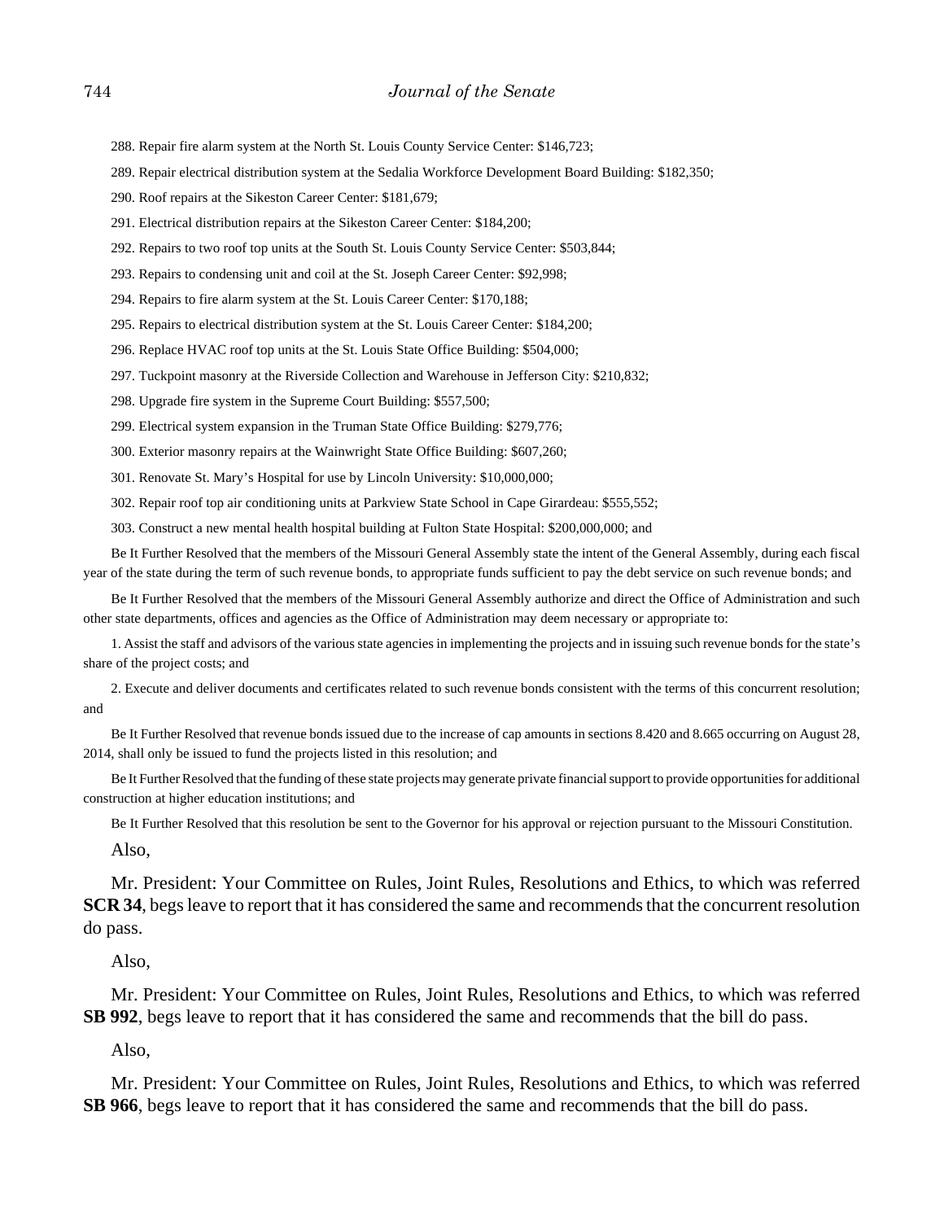288. Repair fire alarm system at the North St. Louis County Service Center: $146,723;

289. Repair electrical distribution system at the Sedalia Workforce Development Board Building: $182,350;

290. Roof repairs at the Sikeston Career Center: $181,679;

291. Electrical distribution repairs at the Sikeston Career Center: $184,200;

292. Repairs to two roof top units at the South St. Louis County Service Center: $503,844;

293. Repairs to condensing unit and coil at the St. Joseph Career Center: $92,998;

294. Repairs to fire alarm system at the St. Louis Career Center: $170,188;

295. Repairs to electrical distribution system at the St. Louis Career Center: $184,200;

296. Replace HVAC roof top units at the St. Louis State Office Building: $504,000;

297. Tuckpoint masonry at the Riverside Collection and Warehouse in Jefferson City: $210,832;

298. Upgrade fire system in the Supreme Court Building: $557,500;

299. Electrical system expansion in the Truman State Office Building: $279,776;

300. Exterior masonry repairs at the Wainwright State Office Building: $607,260;

301. Renovate St. Mary's Hospital for use by Lincoln University: $10,000,000;

302. Repair roof top air conditioning units at Parkview State School in Cape Girardeau: $555,552;

303. Construct a new mental health hospital building at Fulton State Hospital: $200,000,000; and

Be It Further Resolved that the members of the Missouri General Assembly state the intent of the General Assembly, during each fiscal year of the state during the term of such revenue bonds, to appropriate funds sufficient to pay the debt service on such revenue bonds; and

Be It Further Resolved that the members of the Missouri General Assembly authorize and direct the Office of Administration and such other state departments, offices and agencies as the Office of Administration may deem necessary or appropriate to:

1. Assist the staff and advisors of the various state agencies in implementing the projects and in issuing such revenue bonds for the state's share of the project costs; and

2. Execute and deliver documents and certificates related to such revenue bonds consistent with the terms of this concurrent resolution; and

Be It Further Resolved that revenue bonds issued due to the increase of cap amounts in sections 8.420 and 8.665 occurring on August 28, 2014, shall only be issued to fund the projects listed in this resolution; and

Be It Further Resolved that the funding of these state projects may generate private financial support to provide opportunities for additional construction at higher education institutions; and

Be It Further Resolved that this resolution be sent to the Governor for his approval or rejection pursuant to the Missouri Constitution.

Also,

Mr. President: Your Committee on Rules, Joint Rules, Resolutions and Ethics, to which was referred **SCR 34**, begs leave to report that it has considered the same and recommends that the concurrent resolution do pass.

Also,

Mr. President: Your Committee on Rules, Joint Rules, Resolutions and Ethics, to which was referred **SB 992**, begs leave to report that it has considered the same and recommends that the bill do pass.

Also,

Mr. President: Your Committee on Rules, Joint Rules, Resolutions and Ethics, to which was referred **SB 966**, begs leave to report that it has considered the same and recommends that the bill do pass.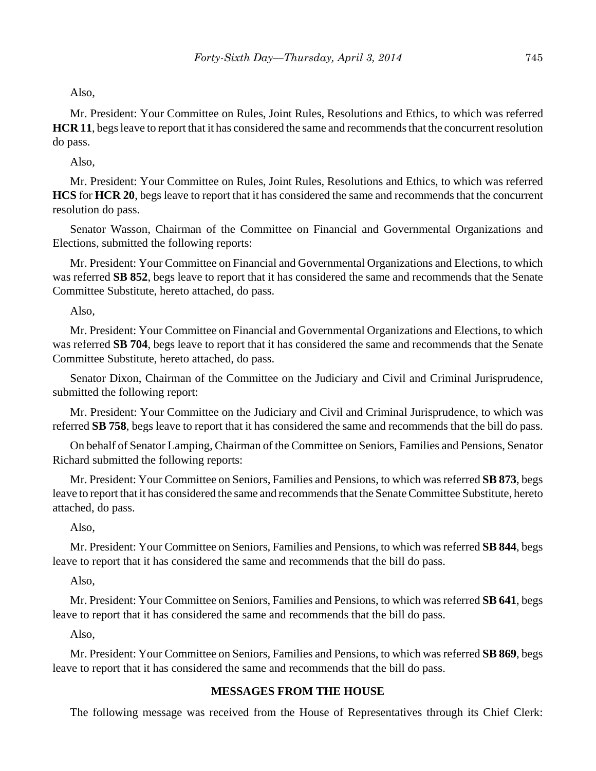Also,

Mr. President: Your Committee on Rules, Joint Rules, Resolutions and Ethics, to which was referred **HCR 11**, begs leave to report that it has considered the same and recommends that the concurrent resolution do pass.

Also,

Mr. President: Your Committee on Rules, Joint Rules, Resolutions and Ethics, to which was referred **HCS** for **HCR 20**, begs leave to report that it has considered the same and recommends that the concurrent resolution do pass.

Senator Wasson, Chairman of the Committee on Financial and Governmental Organizations and Elections, submitted the following reports:

Mr. President: Your Committee on Financial and Governmental Organizations and Elections, to which was referred **SB 852**, begs leave to report that it has considered the same and recommends that the Senate Committee Substitute, hereto attached, do pass.

Also,

Mr. President: Your Committee on Financial and Governmental Organizations and Elections, to which was referred **SB 704**, begs leave to report that it has considered the same and recommends that the Senate Committee Substitute, hereto attached, do pass.

Senator Dixon, Chairman of the Committee on the Judiciary and Civil and Criminal Jurisprudence, submitted the following report:

Mr. President: Your Committee on the Judiciary and Civil and Criminal Jurisprudence, to which was referred **SB 758**, begs leave to report that it has considered the same and recommends that the bill do pass.

On behalf of Senator Lamping, Chairman of the Committee on Seniors, Families and Pensions, Senator Richard submitted the following reports:

Mr. President: Your Committee on Seniors, Families and Pensions, to which was referred **SB 873**, begs leave to report that it has considered the same and recommends that the Senate Committee Substitute, hereto attached, do pass.

Also,

Mr. President: Your Committee on Seniors, Families and Pensions, to which was referred **SB 844**, begs leave to report that it has considered the same and recommends that the bill do pass.

Also,

Mr. President: Your Committee on Seniors, Families and Pensions, to which was referred **SB 641**, begs leave to report that it has considered the same and recommends that the bill do pass.

Also,

Mr. President: Your Committee on Seniors, Families and Pensions, to which was referred **SB 869**, begs leave to report that it has considered the same and recommends that the bill do pass.

## MESSAGES FROM THE HOUSE

The following message was received from the House of Representatives through its Chief Clerk: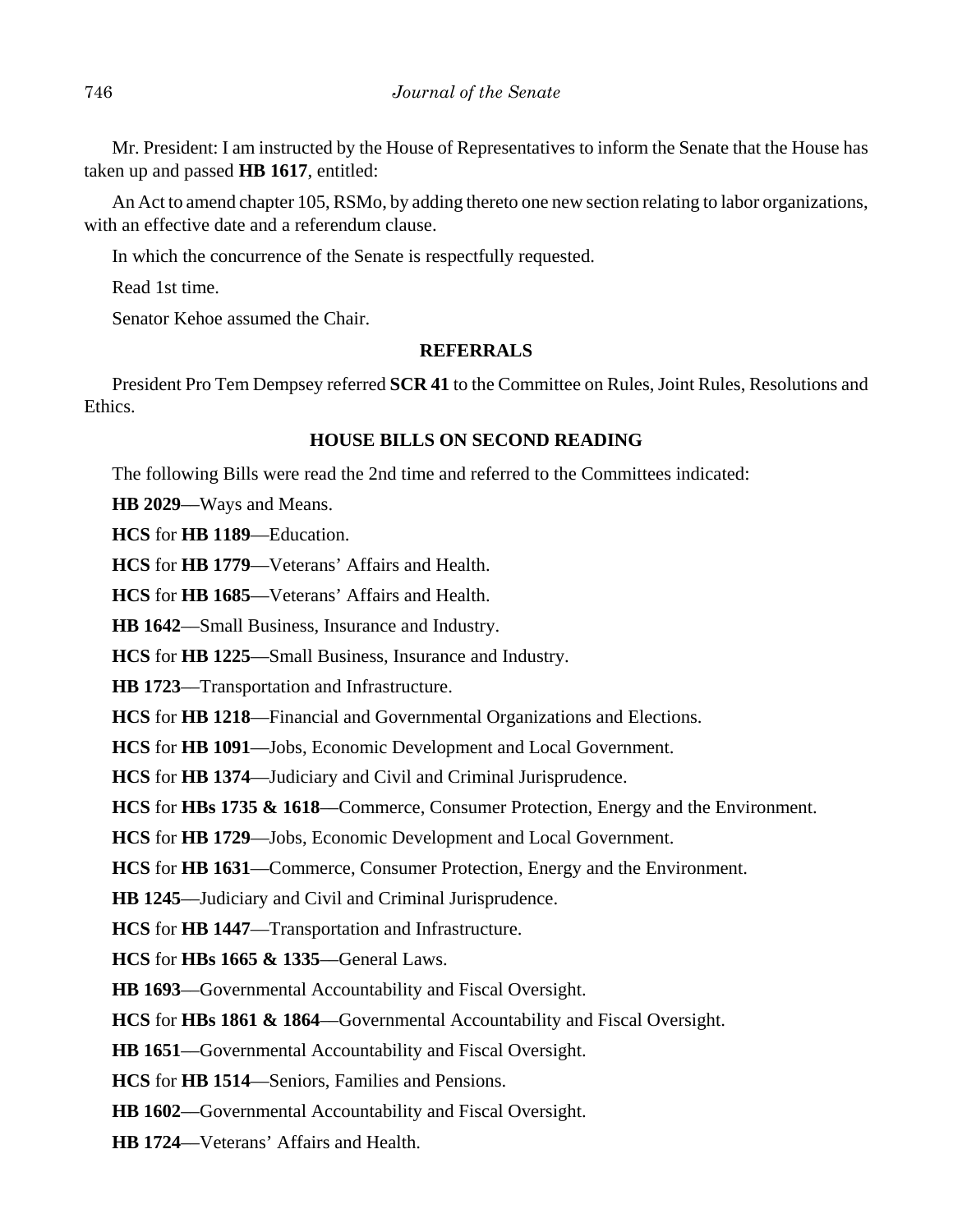Mr. President: I am instructed by the House of Representatives to inform the Senate that the House has taken up and passed **HB 1617**, entitled:

An Act to amend chapter 105, RSMo, by adding thereto one new section relating to labor organizations, with an effective date and a referendum clause.

In which the concurrence of the Senate is respectfully requested.

Read 1st time.

Senator Kehoe assumed the Chair.

## REFERRALS

President Pro Tem Dempsey referred **SCR 41** to the Committee on Rules, Joint Rules, Resolutions and Ethics.

## HOUSE BILLS ON SECOND READING

The following Bills were read the 2nd time and referred to the Committees indicated:

**HB 2029**—Ways and Means.

**HCS** for **HB 1189**—Education.

**HCS** for **HB 1779**—Veterans' Affairs and Health.

**HCS** for **HB 1685**—Veterans' Affairs and Health.

**HB 1642**—Small Business, Insurance and Industry.

**HCS** for **HB 1225**—Small Business, Insurance and Industry.

**HB 1723**—Transportation and Infrastructure.

**HCS** for **HB 1218**—Financial and Governmental Organizations and Elections.

**HCS** for **HB 1091**—Jobs, Economic Development and Local Government.

**HCS** for **HB 1374**—Judiciary and Civil and Criminal Jurisprudence.

**HCS** for **HBs 1735 & 1618**—Commerce, Consumer Protection, Energy and the Environment.

**HCS** for **HB 1729**—Jobs, Economic Development and Local Government.

**HCS** for **HB 1631**—Commerce, Consumer Protection, Energy and the Environment.

**HB 1245**—Judiciary and Civil and Criminal Jurisprudence.

**HCS** for **HB 1447**—Transportation and Infrastructure.

**HCS** for **HBs 1665 & 1335**—General Laws.

**HB 1693**—Governmental Accountability and Fiscal Oversight.

**HCS** for **HBs 1861 & 1864**—Governmental Accountability and Fiscal Oversight.

**HB 1651**—Governmental Accountability and Fiscal Oversight.

**HCS** for **HB 1514**—Seniors, Families and Pensions.

**HB 1602**—Governmental Accountability and Fiscal Oversight.

**HB 1724**—Veterans' Affairs and Health.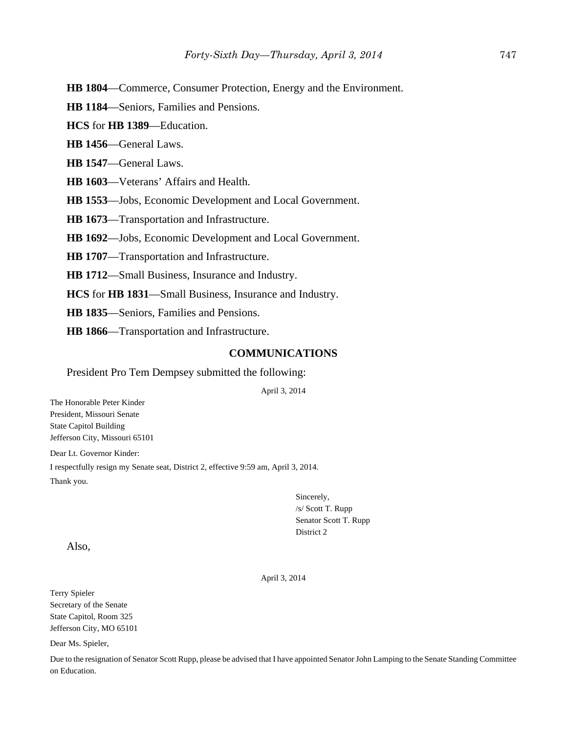**HB 1804**—Commerce, Consumer Protection, Energy and the Environment.

**HB 1184**—Seniors, Families and Pensions.

**HCS** for **HB 1389**—Education.

**HB 1456**—General Laws.

**HB 1547**—General Laws.

**HB 1603**—Veterans' Affairs and Health.

**HB 1553**—Jobs, Economic Development and Local Government.

**HB 1673**—Transportation and Infrastructure.

**HB 1692**—Jobs, Economic Development and Local Government.

**HB 1707**—Transportation and Infrastructure.

**HB 1712**—Small Business, Insurance and Industry.

**HCS** for **HB 1831**—Small Business, Insurance and Industry.

**HB 1835**—Seniors, Families and Pensions.

**HB 1866**—Transportation and Infrastructure.

## COMMUNICATIONS

President Pro Tem Dempsey submitted the following:

April 3, 2014

The Honorable Peter Kinder
President, Missouri Senate
State Capitol Building
Jefferson City, Missouri 65101

Dear Lt. Governor Kinder:

I respectfully resign my Senate seat, District 2, effective 9:59 am, April 3, 2014.

Thank you.

Sincerely,
/s/ Scott T. Rupp
Senator Scott T. Rupp
District 2

Also,

April 3, 2014

Terry Spieler
Secretary of the Senate
State Capitol, Room 325
Jefferson City, MO 65101

Dear Ms. Spieler,

Due to the resignation of Senator Scott Rupp, please be advised that I have appointed Senator John Lamping to the Senate Standing Committee on Education.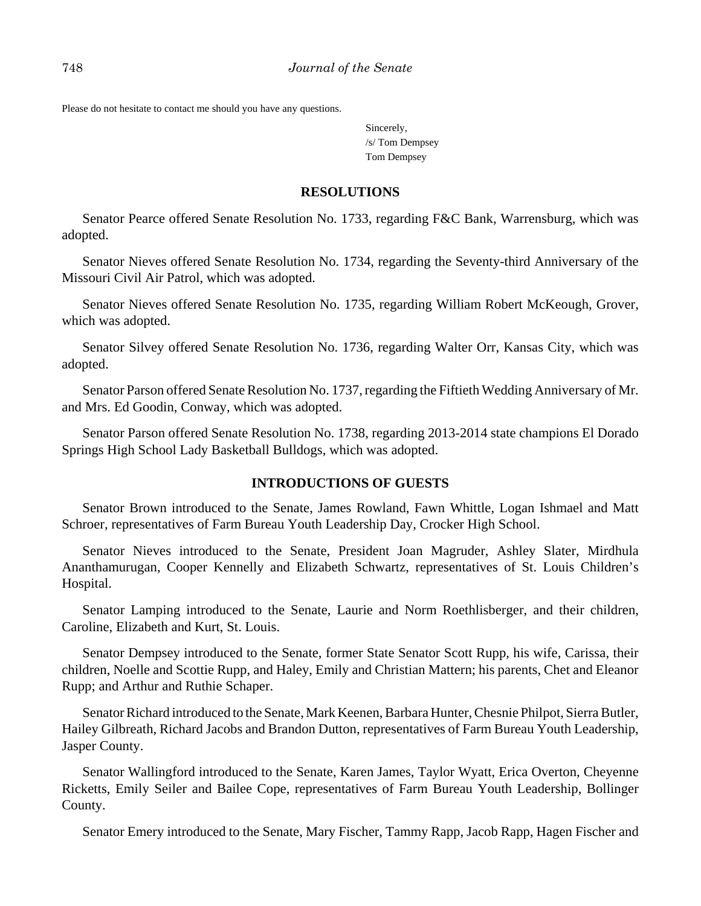Please do not hesitate to contact me should you have any questions.

Sincerely,
/s/ Tom Dempsey
Tom Dempsey

## RESOLUTIONS

Senator Pearce offered Senate Resolution No. 1733, regarding F&C Bank, Warrensburg, which was adopted.

Senator Nieves offered Senate Resolution No. 1734, regarding the Seventy-third Anniversary of the Missouri Civil Air Patrol, which was adopted.

Senator Nieves offered Senate Resolution No. 1735, regarding William Robert McKeough, Grover, which was adopted.

Senator Silvey offered Senate Resolution No. 1736, regarding Walter Orr, Kansas City, which was adopted.

Senator Parson offered Senate Resolution No. 1737, regarding the Fiftieth Wedding Anniversary of Mr. and Mrs. Ed Goodin, Conway, which was adopted.

Senator Parson offered Senate Resolution No. 1738, regarding 2013-2014 state champions El Dorado Springs High School Lady Basketball Bulldogs, which was adopted.

## INTRODUCTIONS OF GUESTS

Senator Brown introduced to the Senate, James Rowland, Fawn Whittle, Logan Ishmael and Matt Schroer, representatives of Farm Bureau Youth Leadership Day, Crocker High School.

Senator Nieves introduced to the Senate, President Joan Magruder, Ashley Slater, Mirdhula Ananthamurugan, Cooper Kennelly and Elizabeth Schwartz, representatives of St. Louis Children's Hospital.

Senator Lamping introduced to the Senate, Laurie and Norm Roethlisberger, and their children, Caroline, Elizabeth and Kurt, St. Louis.

Senator Dempsey introduced to the Senate, former State Senator Scott Rupp, his wife, Carissa, their children, Noelle and Scottie Rupp, and Haley, Emily and Christian Mattern; his parents, Chet and Eleanor Rupp; and Arthur and Ruthie Schaper.

Senator Richard introduced to the Senate, Mark Keenen, Barbara Hunter, Chesnie Philpot, Sierra Butler, Hailey Gilbreath, Richard Jacobs and Brandon Dutton, representatives of Farm Bureau Youth Leadership, Jasper County.

Senator Wallingford introduced to the Senate, Karen James, Taylor Wyatt, Erica Overton, Cheyenne Ricketts, Emily Seiler and Bailee Cope, representatives of Farm Bureau Youth Leadership, Bollinger County.

Senator Emery introduced to the Senate, Mary Fischer, Tammy Rapp, Jacob Rapp, Hagen Fischer and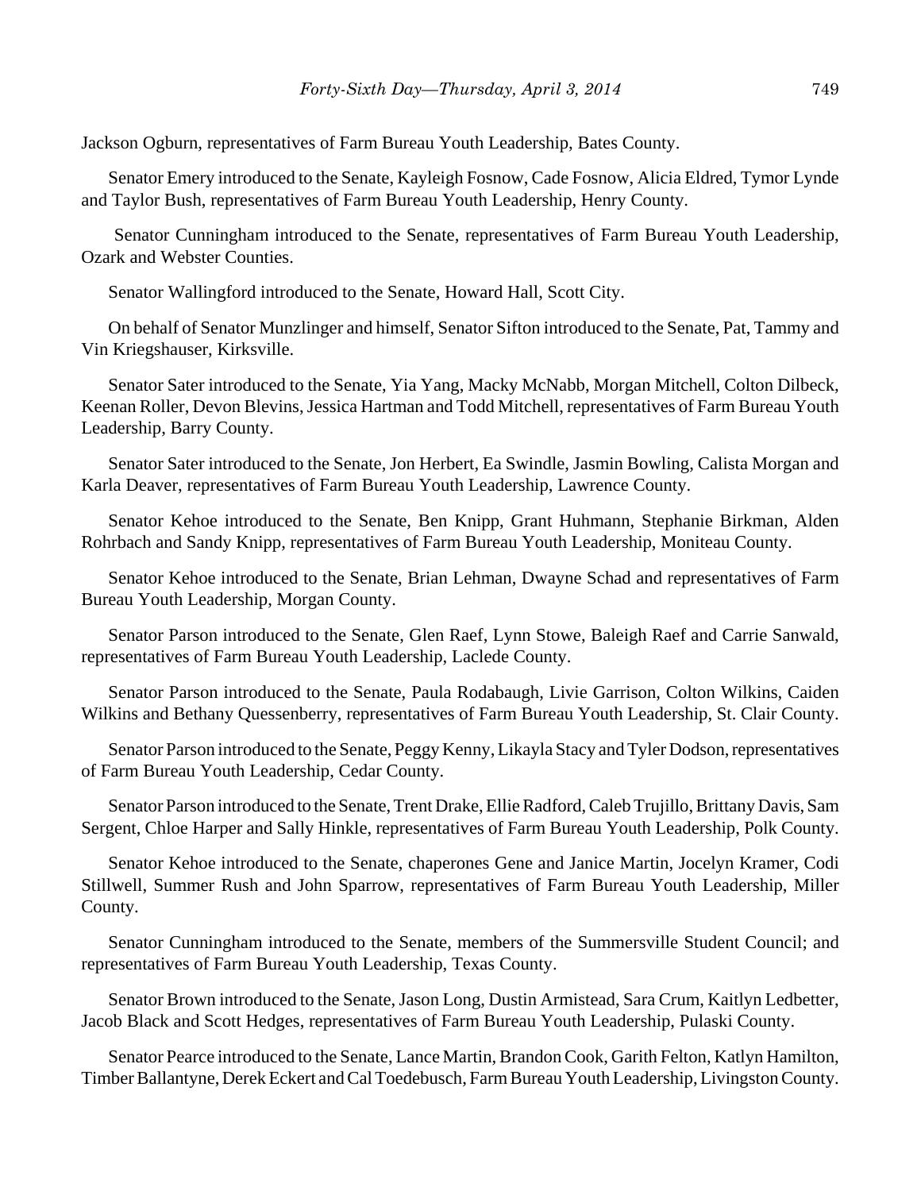Jackson Ogburn, representatives of Farm Bureau Youth Leadership, Bates County.

Senator Emery introduced to the Senate, Kayleigh Fosnow, Cade Fosnow, Alicia Eldred, Tymor Lynde and Taylor Bush, representatives of Farm Bureau Youth Leadership, Henry County.

Senator Cunningham introduced to the Senate, representatives of Farm Bureau Youth Leadership, Ozark and Webster Counties.

Senator Wallingford introduced to the Senate, Howard Hall, Scott City.

On behalf of Senator Munzlinger and himself, Senator Sifton introduced to the Senate, Pat, Tammy and Vin Kriegshauser, Kirksville.

Senator Sater introduced to the Senate, Yia Yang, Macky McNabb, Morgan Mitchell, Colton Dilbeck, Keenan Roller, Devon Blevins, Jessica Hartman and Todd Mitchell, representatives of Farm Bureau Youth Leadership, Barry County.

Senator Sater introduced to the Senate, Jon Herbert, Ea Swindle, Jasmin Bowling, Calista Morgan and Karla Deaver, representatives of Farm Bureau Youth Leadership, Lawrence County.

Senator Kehoe introduced to the Senate, Ben Knipp, Grant Huhmann, Stephanie Birkman, Alden Rohrbach and Sandy Knipp, representatives of Farm Bureau Youth Leadership, Moniteau County.

Senator Kehoe introduced to the Senate, Brian Lehman, Dwayne Schad and representatives of Farm Bureau Youth Leadership, Morgan County.

Senator Parson introduced to the Senate, Glen Raef, Lynn Stowe, Baleigh Raef and Carrie Sanwald, representatives of Farm Bureau Youth Leadership, Laclede County.

Senator Parson introduced to the Senate, Paula Rodabaugh, Livie Garrison, Colton Wilkins, Caiden Wilkins and Bethany Quessenberry, representatives of Farm Bureau Youth Leadership, St. Clair County.

Senator Parson introduced to the Senate, Peggy Kenny, Likayla Stacy and Tyler Dodson, representatives of Farm Bureau Youth Leadership, Cedar County.

Senator Parson introduced to the Senate, Trent Drake, Ellie Radford, Caleb Trujillo, Brittany Davis, Sam Sergent, Chloe Harper and Sally Hinkle, representatives of Farm Bureau Youth Leadership, Polk County.

Senator Kehoe introduced to the Senate, chaperones Gene and Janice Martin, Jocelyn Kramer, Codi Stillwell, Summer Rush and John Sparrow, representatives of Farm Bureau Youth Leadership, Miller County.

Senator Cunningham introduced to the Senate, members of the Summersville Student Council; and representatives of Farm Bureau Youth Leadership, Texas County.

Senator Brown introduced to the Senate, Jason Long, Dustin Armistead, Sara Crum, Kaitlyn Ledbetter, Jacob Black and Scott Hedges, representatives of Farm Bureau Youth Leadership, Pulaski County.

Senator Pearce introduced to the Senate, Lance Martin, Brandon Cook, Garith Felton, Katlyn Hamilton, Timber Ballantyne, Derek Eckert and Cal Toedebusch, Farm Bureau Youth Leadership, Livingston County.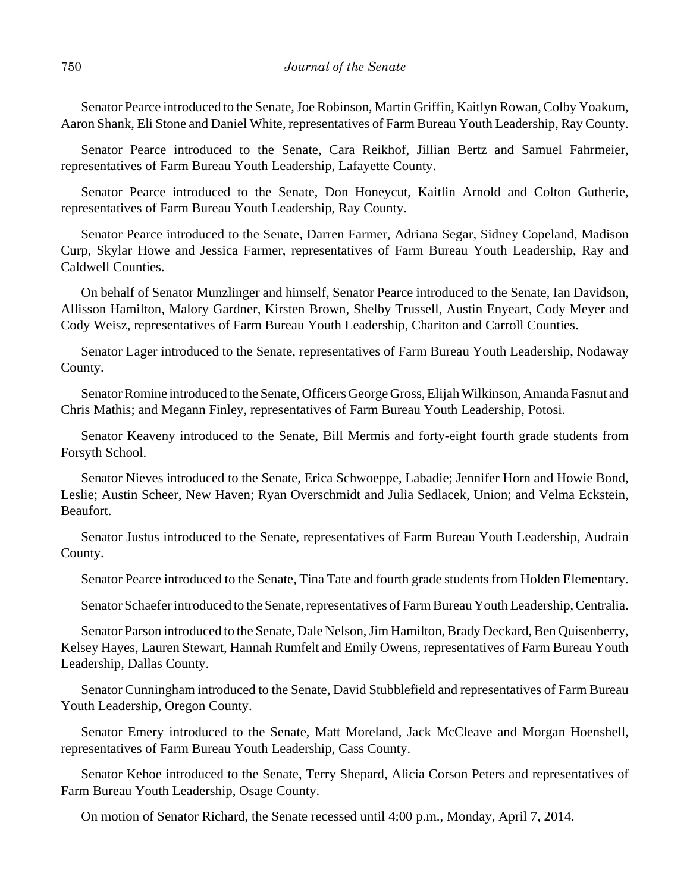Senator Pearce introduced to the Senate, Joe Robinson, Martin Griffin, Kaitlyn Rowan, Colby Yoakum, Aaron Shank, Eli Stone and Daniel White, representatives of Farm Bureau Youth Leadership, Ray County.

Senator Pearce introduced to the Senate, Cara Reikhof, Jillian Bertz and Samuel Fahrmeier, representatives of Farm Bureau Youth Leadership, Lafayette County.

Senator Pearce introduced to the Senate, Don Honeycut, Kaitlin Arnold and Colton Gutherie, representatives of Farm Bureau Youth Leadership, Ray County.

Senator Pearce introduced to the Senate, Darren Farmer, Adriana Segar, Sidney Copeland, Madison Curp, Skylar Howe and Jessica Farmer, representatives of Farm Bureau Youth Leadership, Ray and Caldwell Counties.

On behalf of Senator Munzlinger and himself, Senator Pearce introduced to the Senate, Ian Davidson, Allisson Hamilton, Malory Gardner, Kirsten Brown, Shelby Trussell, Austin Enyeart, Cody Meyer and Cody Weisz, representatives of Farm Bureau Youth Leadership, Chariton and Carroll Counties.

Senator Lager introduced to the Senate, representatives of Farm Bureau Youth Leadership, Nodaway County.

Senator Romine introduced to the Senate, Officers George Gross, Elijah Wilkinson, Amanda Fasnut and Chris Mathis; and Megann Finley, representatives of Farm Bureau Youth Leadership, Potosi.

Senator Keaveny introduced to the Senate, Bill Mermis and forty-eight fourth grade students from Forsyth School.

Senator Nieves introduced to the Senate, Erica Schwoeppe, Labadie; Jennifer Horn and Howie Bond, Leslie; Austin Scheer, New Haven; Ryan Overschmidt and Julia Sedlacek, Union; and Velma Eckstein, Beaufort.

Senator Justus introduced to the Senate, representatives of Farm Bureau Youth Leadership, Audrain County.

Senator Pearce introduced to the Senate, Tina Tate and fourth grade students from Holden Elementary.

Senator Schaefer introduced to the Senate, representatives of Farm Bureau Youth Leadership, Centralia.

Senator Parson introduced to the Senate, Dale Nelson, Jim Hamilton, Brady Deckard, Ben Quisenberry, Kelsey Hayes, Lauren Stewart, Hannah Rumfelt and Emily Owens, representatives of Farm Bureau Youth Leadership, Dallas County.

Senator Cunningham introduced to the Senate, David Stubblefield and representatives of Farm Bureau Youth Leadership, Oregon County.

Senator Emery introduced to the Senate, Matt Moreland, Jack McCleave and Morgan Hoenshell, representatives of Farm Bureau Youth Leadership, Cass County.

Senator Kehoe introduced to the Senate, Terry Shepard, Alicia Corson Peters and representatives of Farm Bureau Youth Leadership, Osage County.

On motion of Senator Richard, the Senate recessed until 4:00 p.m., Monday, April 7, 2014.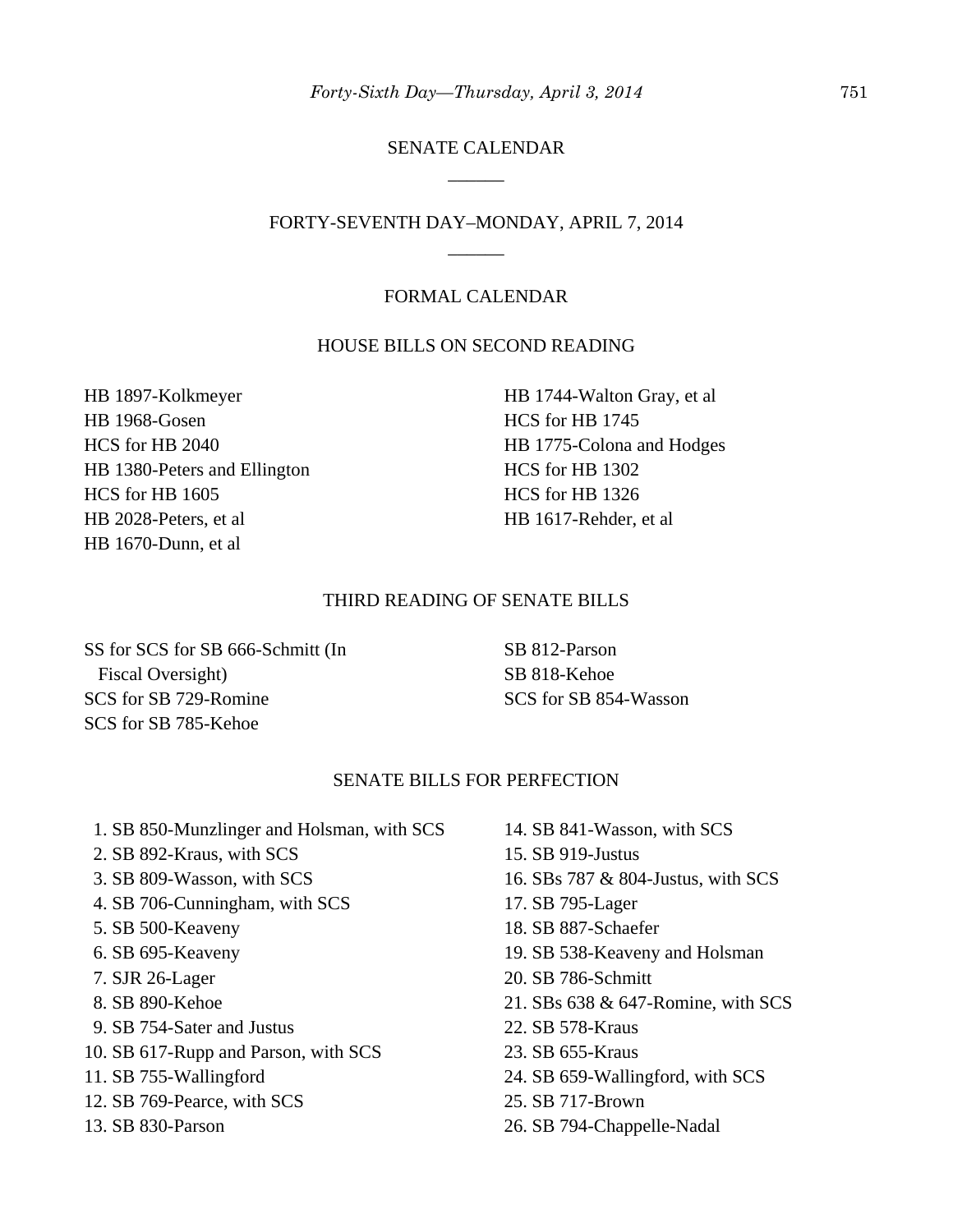# SENATE CALENDAR

## FORTY-SEVENTH DAY–MONDAY, APRIL 7, 2014

### FORMAL CALENDAR

#### HOUSE BILLS ON SECOND READING

HB 1897-Kolkmeyer
HB 1968-Gosen
HCS for HB 2040
HB 1380-Peters and Ellington
HCS for HB 1605
HB 2028-Peters, et al
HB 1670-Dunn, et al
HB 1744-Walton Gray, et al
HCS for HB 1745
HB 1775-Colona and Hodges
HCS for HB 1302
HCS for HB 1326
HB 1617-Rehder, et al

#### THIRD READING OF SENATE BILLS

SS for SCS for SB 666-Schmitt (In Fiscal Oversight)
SCS for SB 729-Romine
SCS for SB 785-Kehoe
SB 812-Parson
SB 818-Kehoe
SCS for SB 854-Wasson

#### SENATE BILLS FOR PERFECTION

1. SB 850-Munzlinger and Holsman, with SCS
2. SB 892-Kraus, with SCS
3. SB 809-Wasson, with SCS
4. SB 706-Cunningham, with SCS
5. SB 500-Keaveny
6. SB 695-Keaveny
7. SJR 26-Lager
8. SB 890-Kehoe
9. SB 754-Sater and Justus
10. SB 617-Rupp and Parson, with SCS
11. SB 755-Wallingford
12. SB 769-Pearce, with SCS
13. SB 830-Parson
14. SB 841-Wasson, with SCS
15. SB 919-Justus
16. SBs 787 & 804-Justus, with SCS
17. SB 795-Lager
18. SB 887-Schaefer
19. SB 538-Keaveny and Holsman
20. SB 786-Schmitt
21. SBs 638 & 647-Romine, with SCS
22. SB 578-Kraus
23. SB 655-Kraus
24. SB 659-Wallingford, with SCS
25. SB 717-Brown
26. SB 794-Chappelle-Nadal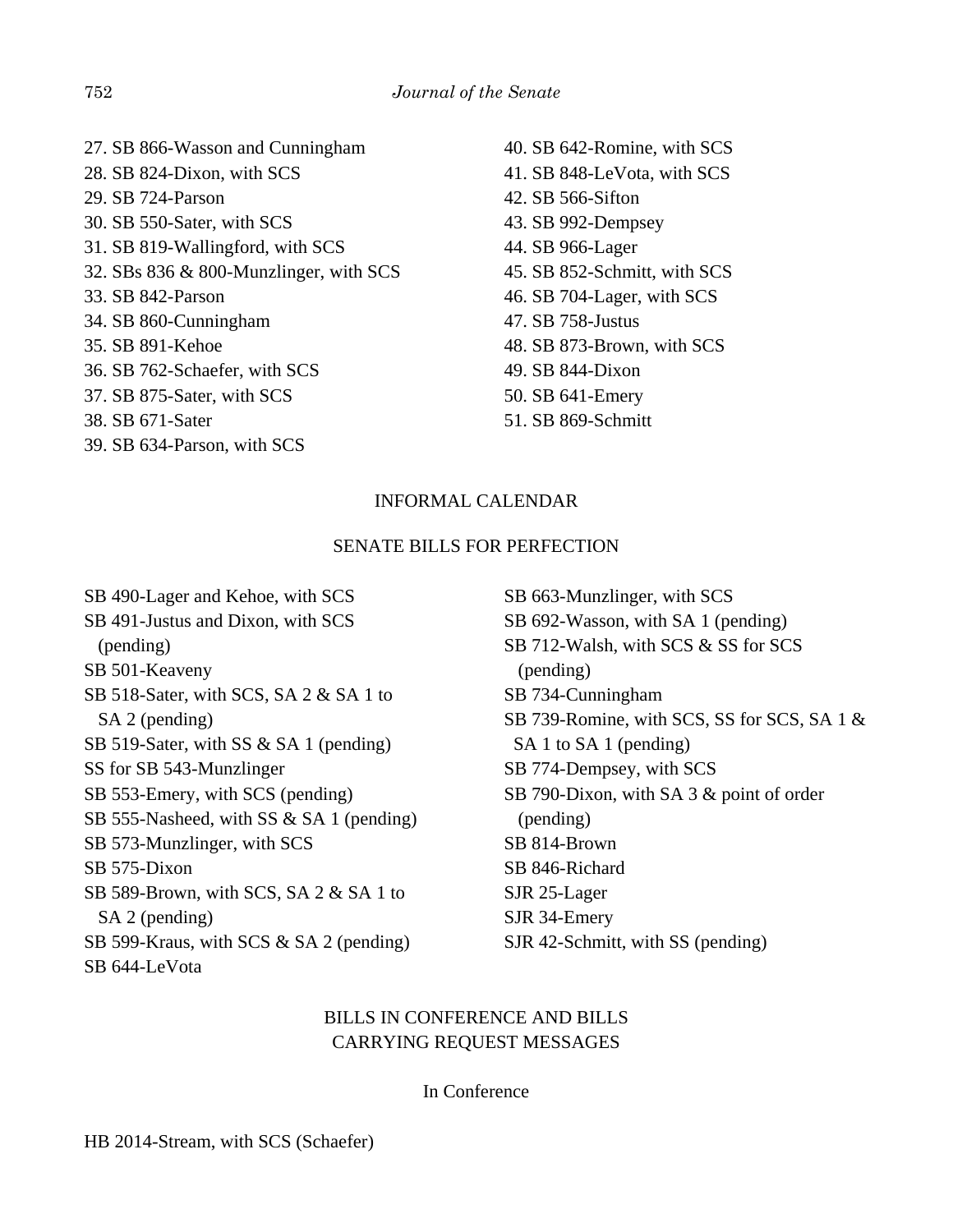27. SB 866-Wasson and Cunningham
28. SB 824-Dixon, with SCS
29. SB 724-Parson
30. SB 550-Sater, with SCS
31. SB 819-Wallingford, with SCS
32. SBs 836 & 800-Munzlinger, with SCS
33. SB 842-Parson
34. SB 860-Cunningham
35. SB 891-Kehoe
36. SB 762-Schaefer, with SCS
37. SB 875-Sater, with SCS
38. SB 671-Sater
39. SB 634-Parson, with SCS
40. SB 642-Romine, with SCS
41. SB 848-LeVota, with SCS
42. SB 566-Sifton
43. SB 992-Dempsey
44. SB 966-Lager
45. SB 852-Schmitt, with SCS
46. SB 704-Lager, with SCS
47. SB 758-Justus
48. SB 873-Brown, with SCS
49. SB 844-Dixon
50. SB 641-Emery
51. SB 869-Schmitt

INFORMAL CALENDAR

SENATE BILLS FOR PERFECTION

SB 490-Lager and Kehoe, with SCS
SB 491-Justus and Dixon, with SCS (pending)
SB 501-Keaveny
SB 518-Sater, with SCS, SA 2 & SA 1 to SA 2 (pending)
SB 519-Sater, with SS & SA 1 (pending)
SS for SB 543-Munzlinger
SB 553-Emery, with SCS (pending)
SB 555-Nasheed, with SS & SA 1 (pending)
SB 573-Munzlinger, with SCS
SB 575-Dixon
SB 589-Brown, with SCS, SA 2 & SA 1 to SA 2 (pending)
SB 599-Kraus, with SCS & SA 2 (pending)
SB 644-LeVota
SB 663-Munzlinger, with SCS
SB 692-Wasson, with SA 1 (pending)
SB 712-Walsh, with SCS & SS for SCS (pending)
SB 734-Cunningham
SB 739-Romine, with SCS, SS for SCS, SA 1 & SA 1 to SA 1 (pending)
SB 774-Dempsey, with SCS
SB 790-Dixon, with SA 3 & point of order (pending)
SB 814-Brown
SB 846-Richard
SJR 25-Lager
SJR 34-Emery
SJR 42-Schmitt, with SS (pending)

BILLS IN CONFERENCE AND BILLS CARRYING REQUEST MESSAGES

In Conference

HB 2014-Stream, with SCS (Schaefer)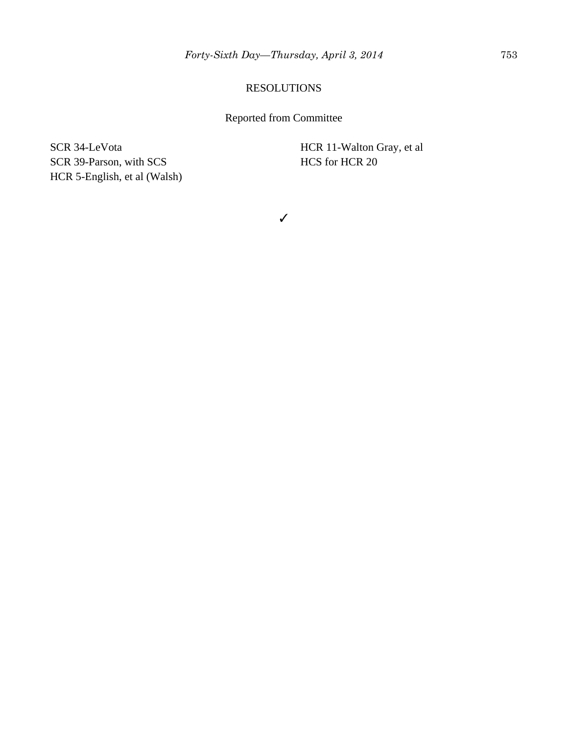## RESOLUTIONS

### Reported from Committee

SCR 34-LeVota
SCR 39-Parson, with SCS
HCR 5-English, et al (Walsh)
HCR 11-Walton Gray, et al
HCS for HCR 20

✓